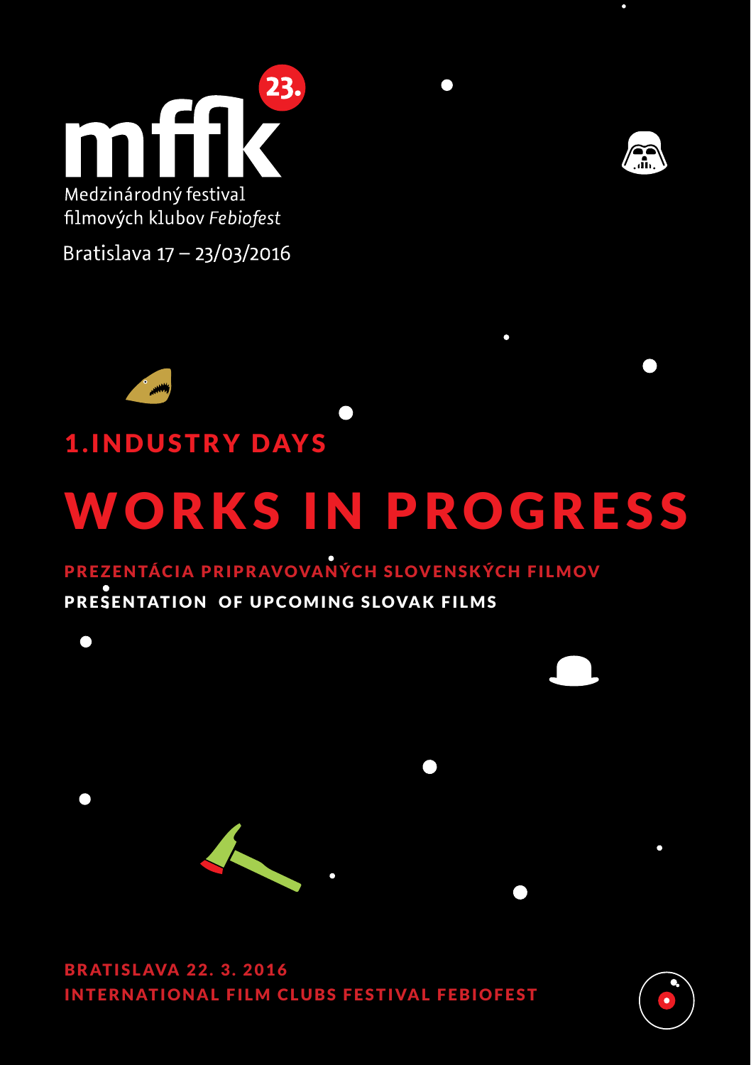# mffk 23.

Medzinárodný festival filmových klubov *Febiofest*

Bratislava 17 – 23/03/2016

## 1.INDUSTRY DAYS

# WORKS IN PROGRESS

**PREZENTÁCIA PRIPRAVOVANÝCH SLOVENSKÝCH FILMOV**

**PRESENTATION OF UPCOMING SLOVAK FILMS**

**BRATISLAVA 22. 3. 2016**
**INTERNATIONAL FILM CLUBS FESTIVAL FEBIOFEST**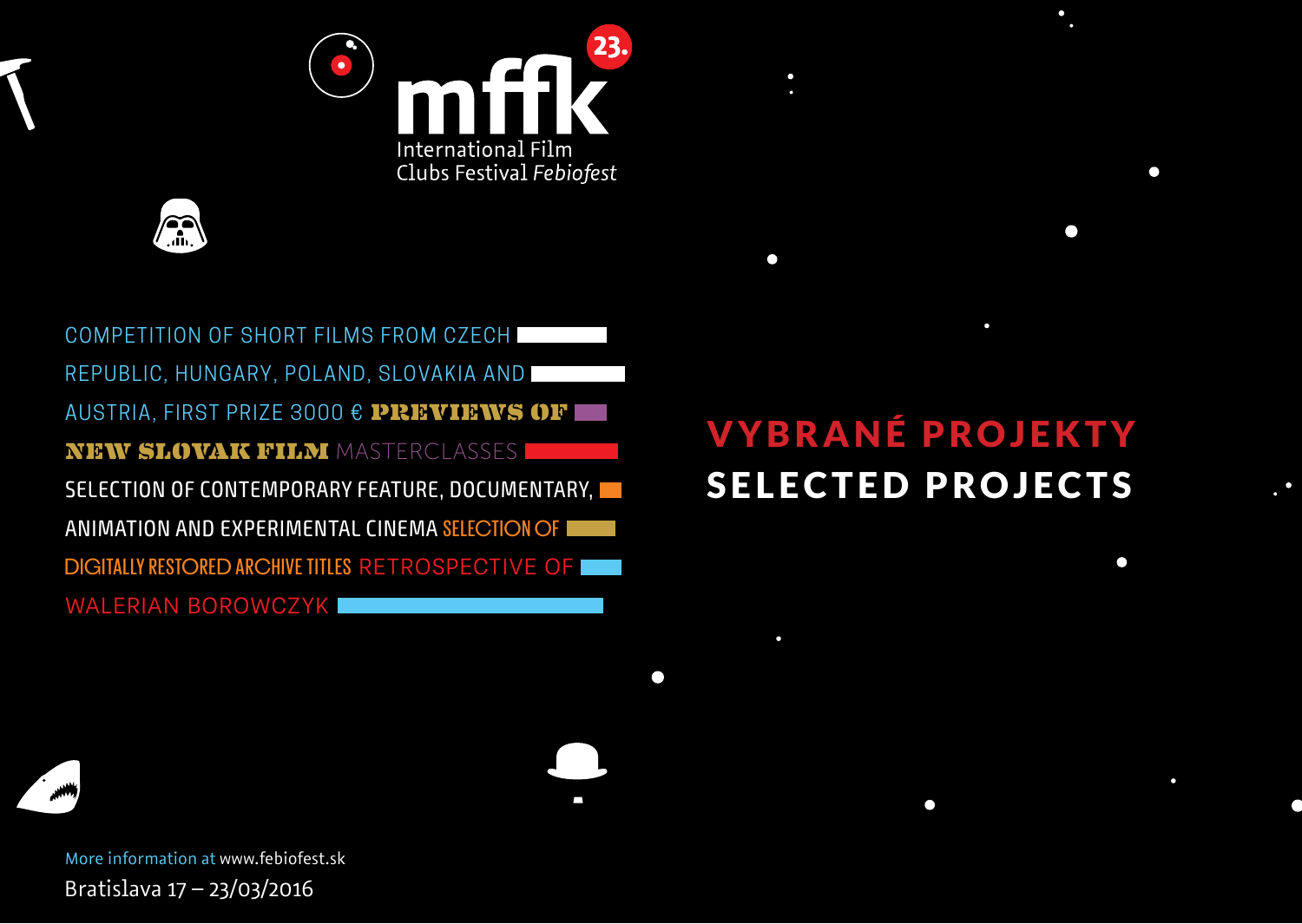mffk 23.

International Film Clubs Festival *Febiofest*

COMPETITION OF SHORT FILMS FROM CZECH REPUBLIC, HUNGARY, POLAND, SLOVAKIA AND AUSTRIA, FIRST PRIZE 3000 € **PREVIEWS OF NEW SLOVAK FILM** MASTERCLASSES SELECTION OF CONTEMPORARY FEATURE, DOCUMENTARY, ANIMATION AND EXPERIMENTAL CINEMA SELECTION OF DIGITALLY RESTORED ARCHIVE TITLES RETROSPECTIVE OF WALERIAN BOROWCZYK

# VYBRANÉ PROJEKTY
# SELECTED PROJECTS

More information at www.febiofest.sk

Bratislava 17 – 23/03/2016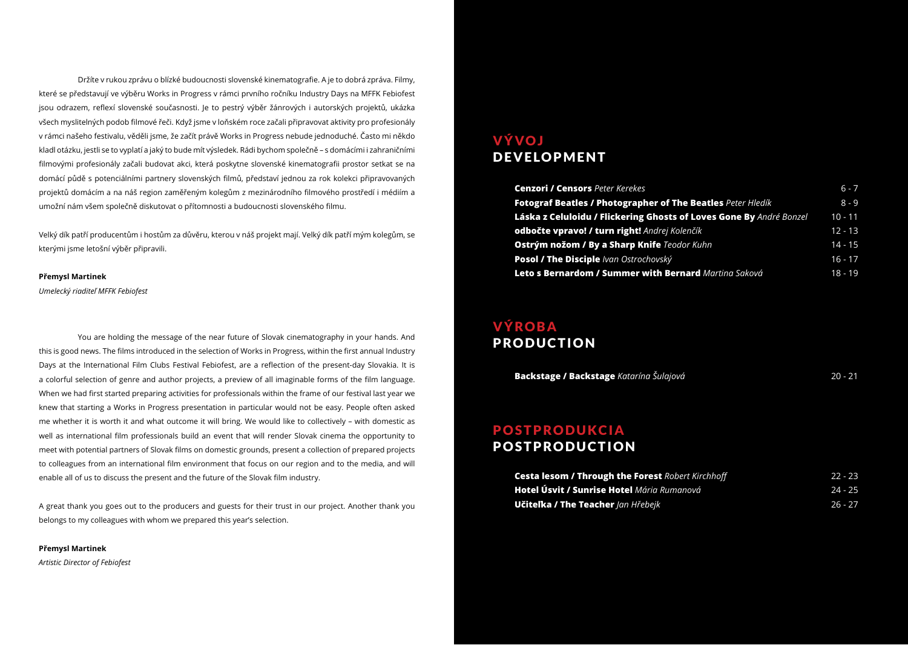Držíte v rukou zprávu o blízké budoucnosti slovenské kinematografie. A je to dobrá zpráva. Filmy, které se představují ve výběru Works in Progress v rámci prvního ročníku Industry Days na MFFK Febiofest jsou odrazem, reflexí slovenské současnosti. Je to pestrý výběr žánrových i autorských projektů, ukázka všech myslitelných podob filmové řeči. Když jsme v loňském roce začali připravovat aktivity pro profesionály v rámci našeho festivalu, věděli jsme, že začít právě Works in Progress nebude jednoduché. Často mi někdo kladl otázku, jestli se to vyplatí a jaký to bude mít výsledek. Rádi bychom společně – s domácími i zahraničními filmovými profesionály začali budovat akci, která poskytne slovenské kinematografii prostor setkat se na domácí půdě s potenciálními partnery slovenských filmů, představí jednou za rok kolekci připravovaných projektů domácím a na náš region zaměřeným kolegům z mezinárodního filmového prostředí i médiím a umožní nám všem společně diskutovat o přítomnosti a budoucnosti slovenského filmu.

Velký dík patří producentům i hostům za důvěru, kterou v náš projekt mají. Velký dík patří mým kolegům, se kterými jsme letošní výběr připravili.

**Přemysl Martinek**
*Umelecký riaditeľ MFFK Febiofest*

You are holding the message of the near future of Slovak cinematography in your hands. And this is good news. The films introduced in the selection of Works in Progress, within the first annual Industry Days at the International Film Clubs Festival Febiofest, are a reflection of the present-day Slovakia. It is a colorful selection of genre and author projects, a preview of all imaginable forms of the film language. When we had first started preparing activities for professionals within the frame of our festival last year we knew that starting a Works in Progress presentation in particular would not be easy. People often asked me whether it is worth it and what outcome it will bring. We would like to collectively – with domestic as well as international film professionals build an event that will render Slovak cinema the opportunity to meet with potential partners of Slovak films on domestic grounds, present a collection of prepared projects to colleagues from an international film environment that focus on our region and to the media, and will enable all of us to discuss the present and the future of the Slovak film industry.

A great thank you goes out to the producers and guests for their trust in our project. Another thank you belongs to my colleagues with whom we prepared this year's selection.

**Přemysl Martinek**
*Artistic Director of Febiofest*

## VÝVOJ
## DEVELOPMENT

| | |
|---|---|
| **Cenzori / Censors** *Peter Kerekes* | 6 - 7 |
| **Fotograf Beatles / Photographer of The Beatles** *Peter Hledík* | 8 - 9 |
| **Láska z Celuloidu / Flickering Ghosts of Loves Gone By** *André Bonzel* | 10 - 11 |
| **odbočte vpravo! / turn right!** *Andrej Kolenčík* | 12 - 13 |
| **Ostrým nožom / By a Sharp Knife** *Teodor Kuhn* | 14 - 15 |
| **Posol / The Disciple** *Ivan Ostrochovský* | 16 - 17 |
| **Leto s Bernardom / Summer with Bernard** *Martina Saková* | 18 - 19 |

## VÝROBA
## PRODUCTION

| | |
|---|---|
| **Backstage / Backstage** *Katarína Šulajová* | 20 - 21 |

## POSTPRODUKCIA
## POSTPRODUCTION

| | |
|---|---|
| **Cesta lesom / Through the Forest** *Robert Kirchhoff* | 22 - 23 |
| **Hotel Úsvit / Sunrise Hotel** *Mária Rumanová* | 24 - 25 |
| **Učiteľka / The Teacher** *Jan Hřebejk* | 26 - 27 |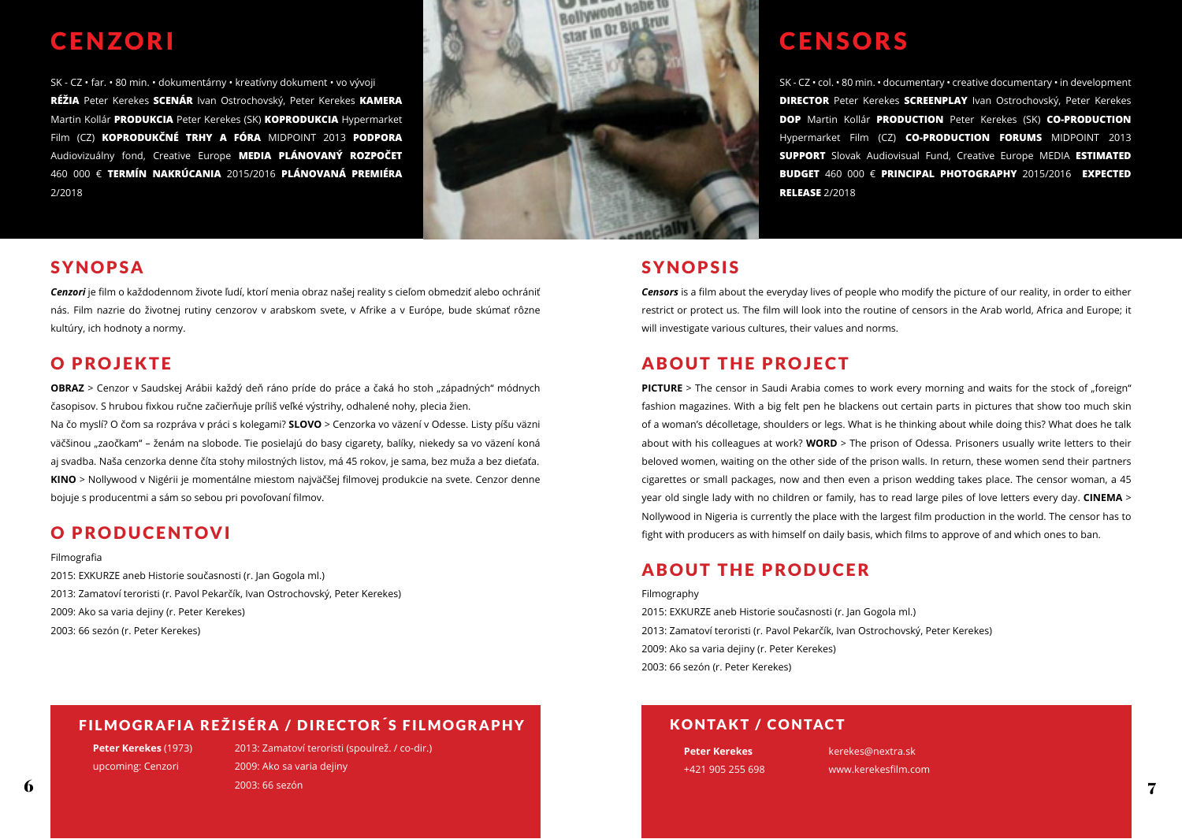# CENZORI

SK - CZ • far. • 80 min. • dokumentárny • kreatívny dokument • vo vývoji
**RÉŽIA** Peter Kerekes **SCENÁR** Ivan Ostrochovský, Peter Kerekes **KAMERA** Martin Kollár **PRODUKCIA** Peter Kerekes (SK) **KOPRODUKCIA** Hypermarket Film (CZ) **KOPRODUKČNÉ TRHY A FÓRA** MIDPOINT 2013 **PODPORA** Audiovizuálny fond, Creative Europe **MEDIA** **PLÁNOVANÝ ROZPOČET** 460 000 € **TERMÍN NAKRÚCANIA** 2015/2016 **PLÁNOVANÁ PREMIÉRA** 2/2018

## SYNOPSA

***Cenzori*** je film o každodennom živote ľudí, ktorí menia obraz našej reality s cieľom obmedziť alebo ochrániť nás. Film nazrie do životnej rutiny cenzorov v arabskom svete, v Afrike a v Európe, bude skúmať rôzne kultúry, ich hodnoty a normy.

## O PROJEKTE

**OBRAZ** > Cenzor v Saudskej Arábii každý deň ráno príde do práce a čaká ho stoh „západných" módnych časopisov. S hrubou fixkou ručne začierňuje príliš veľké výstrihy, odhalené nohy, plecia žien.
Na čo myslí? O čom sa rozpráva v práci s kolegami? **SLOVO** > Cenzorka vo väzení v Odesse. Listy píšu väzni väčšinou „zaočkam" – ženám na slobode. Tie posielajú do basy cigarety, balíky, niekedy sa vo väzení koná aj svadba. Naša cenzorka denne číta stohy milostných listov, má 45 rokov, je sama, bez muža a bez dieťaťa. **KINO** > Nollywood v Nigérii je momentálne miestom najväčšej filmovej produkcie na svete. Cenzor denne bojuje s producentmi a sám so sebou pri povoľovaní filmov.

## O PRODUCENTOVI

Filmografia
2015: EXKURZE aneb Historie současnosti (r. Jan Gogola ml.)
2013: Zamatoví teroristi (r. Pavol Pekarčík, Ivan Ostrochovský, Peter Kerekes)
2009: Ako sa varia dejiny (r. Peter Kerekes)
2003: 66 sezón (r. Peter Kerekes)

## FILMOGRAFIA REŽISÉRA / DIRECTOR´S FILMOGRAPHY

**Peter Kerekes** (1973)
upcoming: Cenzori

2013: Zamatoví teroristi (spoulrež. / co-dir.)
2009: Ako sa varia dejiny
2003: 66 sezón

# CENSORS

SK - CZ • col. • 80 min. • documentary • creative documentary • in development
**DIRECTOR** Peter Kerekes **SCREENPLAY** Ivan Ostrochovský, Peter Kerekes **DOP** Martin Kollár **PRODUCTION** Peter Kerekes (SK) **CO-PRODUCTION** Hypermarket Film (CZ) **CO-PRODUCTION FORUMS** MIDPOINT 2013 **SUPPORT** Slovak Audiovisual Fund, Creative Europe MEDIA **ESTIMATED BUDGET** 460 000 € **PRINCIPAL PHOTOGRAPHY** 2015/2016 **EXPECTED RELEASE** 2/2018

## SYNOPSIS

***Censors*** is a film about the everyday lives of people who modify the picture of our reality, in order to either restrict or protect us. The film will look into the routine of censors in the Arab world, Africa and Europe; it will investigate various cultures, their values and norms.

## ABOUT THE PROJECT

**PICTURE** > The censor in Saudi Arabia comes to work every morning and waits for the stock of „foreign" fashion magazines. With a big felt pen he blackens out certain parts in pictures that show too much skin of a woman's décolletage, shoulders or legs. What is he thinking about while doing this? What does he talk about with his colleagues at work? **WORD** > The prison of Odessa. Prisoners usually write letters to their beloved women, waiting on the other side of the prison walls. In return, these women send their partners cigarettes or small packages, now and then even a prison wedding takes place. The censor woman, a 45 year old single lady with no children or family, has to read large piles of love letters every day. **CINEMA** > Nollywood in Nigeria is currently the place with the largest film production in the world. The censor has to fight with producers as with himself on daily basis, which films to approve of and which ones to ban.

## ABOUT THE PRODUCER

Filmography
2015: EXKURZE aneb Historie současnosti (r. Jan Gogola ml.)
2013: Zamatoví teroristi (r. Pavol Pekarčík, Ivan Ostrochovský, Peter Kerekes)
2009: Ako sa varia dejiny (r. Peter Kerekes)
2003: 66 sezón (r. Peter Kerekes)

## KONTAKT / CONTACT

**Peter Kerekes**
+421 905 255 698

kerekes@nextra.sk
www.kerekesfilm.com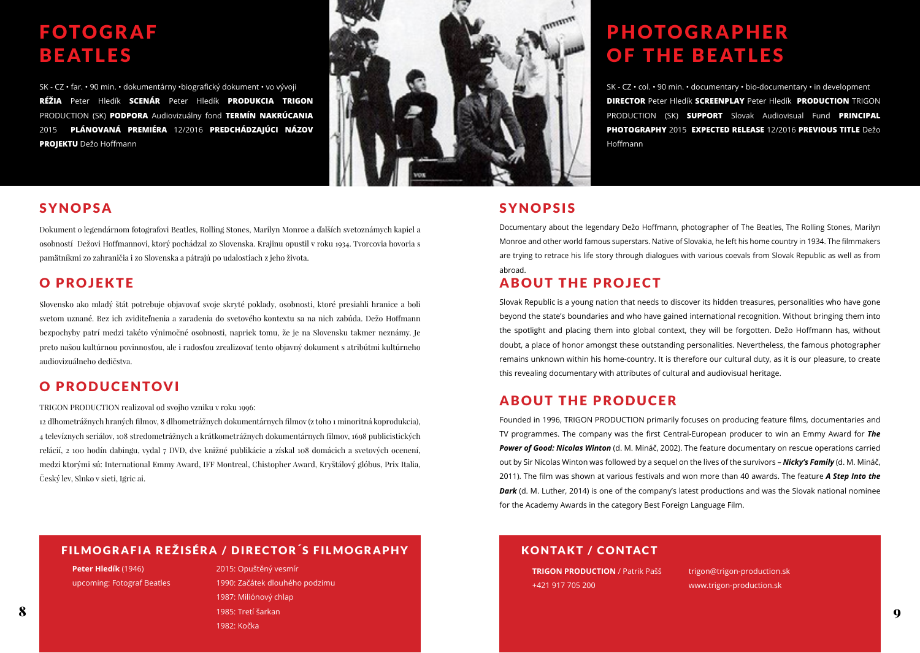# FOTOGRAF BEATLES

SK - CZ • far. • 90 min. • dokumentárny •biografický dokument • vo vývoji
**RÉŽIA** Peter Hledík **SCENÁR** Peter Hledík **PRODUKCIA TRIGON** PRODUCTION (SK) **PODPORA** Audiovizuálny fond **TERMÍN NAKRÚCANIA** 2015 **PLÁNOVANÁ PREMIÉRA** 12/2016 **PREDCHÁDZAJÚCI NÁZOV PROJEKTU** Dežo Hoffmann

## SYNOPSA

Dokument o legendárnom fotografovi Beatles, Rolling Stones, Marilyn Monroe a ďalších svetoznámych kapiel a osobností Dežovi Hoffmannovi, ktorý pochádzal zo Slovenska. Krajinu opustil v roku 1934. Tvorcovia hovoria s pamätníkmi zo zahraničia i zo Slovenska a pátrajú po udalostiach z jeho života.

## O PROJEKTE

Slovensko ako mladý štát potrebuje objavovať svoje skryté poklady, osobnosti, ktoré presiahli hranice a boli svetom uznané. Bez ich zviditeľnenia a zaradenia do svetového kontextu sa na nich zabúda. Dežo Hoffmann bezpochyby patrí medzi takéto výnimočné osobnosti, napriek tomu, že je na Slovensku takmer neznámy. Je preto našou kultúrnou povinnosťou, ale i radosťou zrealizovať tento objavný dokument s atribútmi kultúrneho audiovizuálneho dedičstva.

## O PRODUCENTOVI

TRIGON PRODUCTION realizoval od svojho vzniku v roku 1996:
12 dlhometrážnych hraných filmov, 8 dlhometrážnych dokumentárnych filmov (z toho 1 minoritná koprodukcia), 4 televíznych seriálov, 108 stredometrážnych a krátkometrážnych dokumentárnych filmov, 1698 publicistických relácií, 2 100 hodín dabingu, vydal 7 DVD, dve knižné publikácie a získal 108 domácich a svetových ocenení, medzi ktorými sú: International Emmy Award, IFF Montreal, Chistopher Award, Kryštálový glóbus, Prix Italia, Český lev, Slnko v sieti, Igric ai.

## FILMOGRAFIA REŽISÉRA / DIRECTOR´S FILMOGRAPHY

**Peter Hledík** (1946)
upcoming: Fotograf Beatles

2015: Opuštěný vesmír
1990: Začátek dlouhého podzimu
1987: Miliónový chlap
1985: Tretí šarkan
1982: Kočka

# PHOTOGRAPHER OF THE BEATLES

SK - CZ • col. • 90 min. • documentary • bio-documentary • in development
**DIRECTOR** Peter Hledík **SCREENPLAY** Peter Hledík **PRODUCTION** TRIGON PRODUCTION (SK) **SUPPORT** Slovak Audiovisual Fund **PRINCIPAL PHOTOGRAPHY** 2015 **EXPECTED RELEASE** 12/2016 **PREVIOUS TITLE** Dežo Hoffmann

## SYNOPSIS

Documentary about the legendary Dežo Hoffmann, photographer of The Beatles, The Rolling Stones, Marilyn Monroe and other world famous superstars. Native of Slovakia, he left his home country in 1934. The filmmakers are trying to retrace his life story through dialogues with various coevals from Slovak Republic as well as from abroad.

## ABOUT THE PROJECT

Slovak Republic is a young nation that needs to discover its hidden treasures, personalities who have gone beyond the state's boundaries and who have gained international recognition. Without bringing them into the spotlight and placing them into global context, they will be forgotten. Dežo Hoffmann has, without doubt, a place of honor amongst these outstanding personalities. Nevertheless, the famous photographer remains unknown within his home-country. It is therefore our cultural duty, as it is our pleasure, to create this revealing documentary with attributes of cultural and audiovisual heritage.

## ABOUT THE PRODUCER

Founded in 1996, TRIGON PRODUCTION primarily focuses on producing feature films, documentaries and TV programmes. The company was the first Central-European producer to win an Emmy Award for ***The Power of Good: Nicolas Winton*** (d. M. Mináč, 2002). The feature documentary on rescue operations carried out by Sir Nicolas Winton was followed by a sequel on the lives of the survivors – ***Nicky's Family*** (d. M. Mináč, 2011). The film was shown at various festivals and won more than 40 awards. The feature ***A Step Into the Dark*** (d. M. Luther, 2014) is one of the company's latest productions and was the Slovak national nominee for the Academy Awards in the category Best Foreign Language Film.

## KONTAKT / CONTACT

**TRIGON PRODUCTION** / Patrik Pašš
+421 917 705 200

trigon@trigon-production.sk
www.trigon-production.sk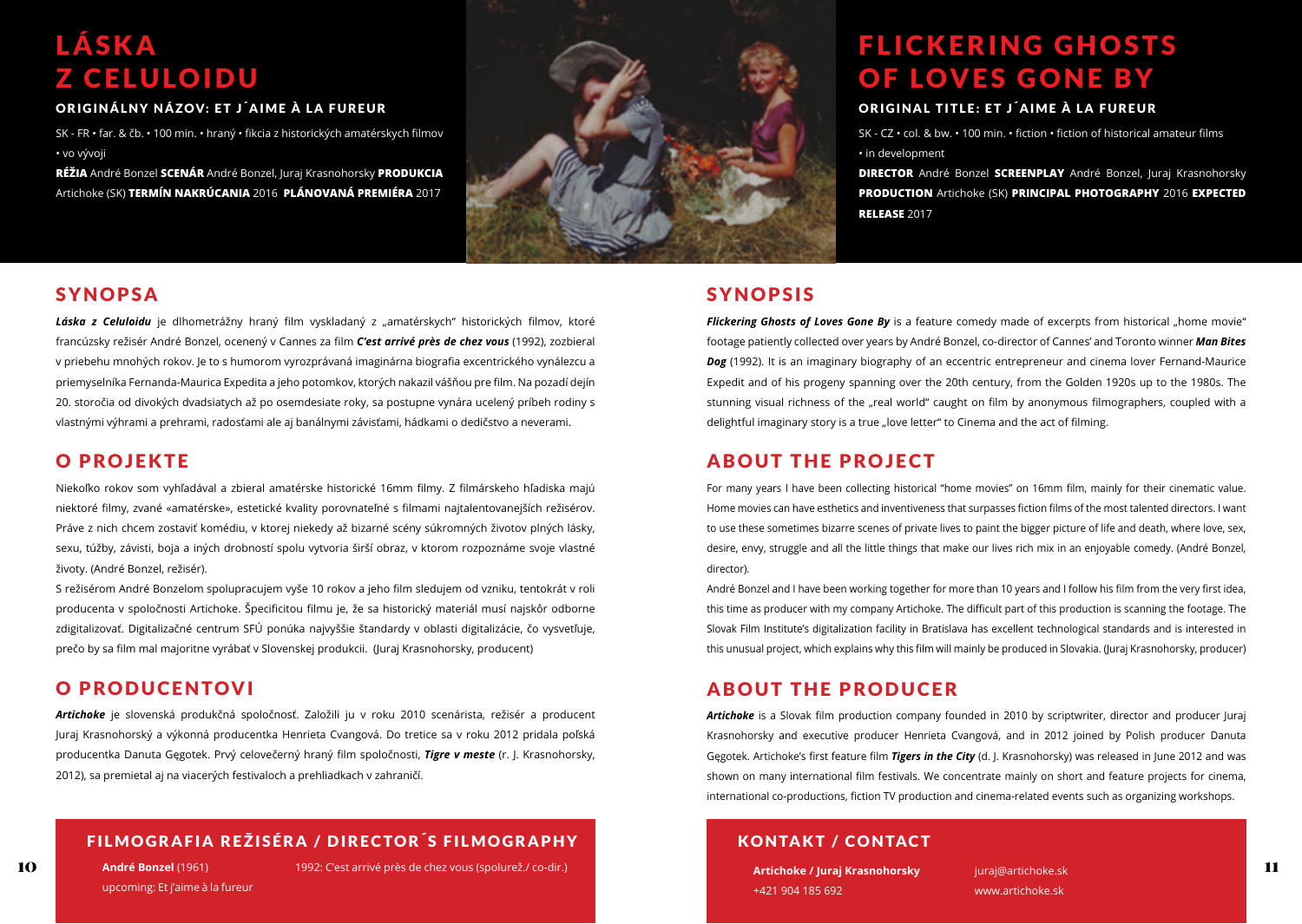# LÁSKA Z CELULOIDU

### ORIGINÁLNY NÁZOV: ET J´AIME À LA FUREUR

SK - FR • far. & čb. • 100 min. • hraný • fikcia z historických amatérskych filmov • vo vývoji

**RÉŽIA** André Bonzel **SCENÁR** André Bonzel, Juraj Krasnohorsky **PRODUKCIA** Artichoke (SK) **TERMÍN NAKRÚCANIA** 2016 **PLÁNOVANÁ PREMIÉRA** 2017

## SYNOPSA

***Láska z Celuloidu*** je dlhometrážny hraný film vyskladaný z „amatérskych" historických filmov, ktoré francúzsky režisér André Bonzel, ocenený v Cannes za film ***C'est arrivé près de chez vous*** (1992), zozbieral v priebehu mnohých rokov. Je to s humorom vyrozprávaná imaginárna biografia excentrického vynálezcu a priemyselníka Fernanda-Maurica Expedita a jeho potomkov, ktorých nakazil vášňou pre film. Na pozadí dejín 20. storočia od divokých dvadsiatych až po osemdesiate roky, sa postupne vynára ucelený príbeh rodiny s vlastnými výhrami a prehrami, radosťami ale aj banálnymi závisťami, hádkami o dedičstvo a neverami.

## O PROJEKTE

Niekoľko rokov som vyhľadával a zbieral amatérske historické 16mm filmy. Z filmárskeho hľadiska majú niektoré filmy, zvané «amatérske», estetické kvality porovnateľné s filmami najtalentovanejších režisérov. Práve z nich chcem zostaviť komédiu, v ktorej niekedy až bizarné scény súkromných životov plných lásky, sexu, túžby, závisti, boja a iných drobností spolu vytvoria širší obraz, v ktorom rozpoznáme svoje vlastné životy. (André Bonzel, režisér).

S režisérom André Bonzelom spolupracujem vyše 10 rokov a jeho film sledujem od vzniku, tentokrát v roli producenta v spoločnosti Artichoke. Špecificitou filmu je, že sa historický materiál musí najskôr odborne zdigitalizovať. Digitalizačné centrum SFÚ ponúka najvyššie štandardy v oblasti digitalizácie, čo vysvetľuje, prečo by sa film mal majoritne vyrábať v Slovenskej produkcii. (Juraj Krasnohorsky, producent)

## O PRODUCENTOVI

***Artichoke*** je slovenská produkčná spoločnosť. Založili ju v roku 2010 scenárista, režisér a producent Juraj Krasnohorský a výkonná producentka Henrieta Cvangová. Do tretice sa v roku 2012 pridala poľská producentka Danuta Gęgotek. Prvý celovečerný hraný film spoločnosti, ***Tigre v meste*** (r. J. Krasnohorsky, 2012), sa premietal aj na viacerých festivaloch a prehliadkach v zahraničí.

## FILMOGRAFIA REŽISÉRA / DIRECTOR´S FILMOGRAPHY

**André Bonzel** (1961)

1992: C'est arrivé près de chez vous (spolurež./ co-dir.)

upcoming: Et j'aime à la fureur

# FLICKERING GHOSTS OF LOVES GONE BY

### ORIGINAL TITLE: ET J´AIME À LA FUREUR

SK - CZ • col. & bw. • 100 min. • fiction • fiction of historical amateur films • in development

**DIRECTOR** André Bonzel **SCREENPLAY** André Bonzel, Juraj Krasnohorsky **PRODUCTION** Artichoke (SK) **PRINCIPAL PHOTOGRAPHY** 2016 **EXPECTED RELEASE** 2017

## SYNOPSIS

***Flickering Ghosts of Loves Gone By*** is a feature comedy made of excerpts from historical „home movie" footage patiently collected over years by André Bonzel, co-director of Cannes' and Toronto winner ***Man Bites Dog*** (1992). It is an imaginary biography of an eccentric entrepreneur and cinema lover Fernand-Maurice Expedit and of his progeny spanning over the 20th century, from the Golden 1920s up to the 1980s. The stunning visual richness of the „real world" caught on film by anonymous filmographers, coupled with a delightful imaginary story is a true „love letter" to Cinema and the act of filming.

## ABOUT THE PROJECT

For many years I have been collecting historical "home movies" on 16mm film, mainly for their cinematic value. Home movies can have esthetics and inventiveness that surpasses fiction films of the most talented directors. I want to use these sometimes bizarre scenes of private lives to paint the bigger picture of life and death, where love, sex, desire, envy, struggle and all the little things that make our lives rich mix in an enjoyable comedy. (André Bonzel, director).

André Bonzel and I have been working together for more than 10 years and I follow his film from the very first idea, this time as producer with my company Artichoke. The difficult part of this production is scanning the footage. The Slovak Film Institute's digitalization facility in Bratislava has excellent technological standards and is interested in this unusual project, which explains why this film will mainly be produced in Slovakia. (Juraj Krasnohorsky, producer)

## ABOUT THE PRODUCER

***Artichoke*** is a Slovak film production company founded in 2010 by scriptwriter, director and producer Juraj Krasnohorsky and executive producer Henrieta Cvangová, and in 2012 joined by Polish producer Danuta Gęgotek. Artichoke's first feature film ***Tigers in the City*** (d. J. Krasnohorsky) was released in June 2012 and was shown on many international film festivals. We concentrate mainly on short and feature projects for cinema, international co-productions, fiction TV production and cinema-related events such as organizing workshops.

## KONTAKT / CONTACT

**Artichoke / Juraj Krasnohorsky**
+421 904 185 692

juraj@artichoke.sk
www.artichoke.sk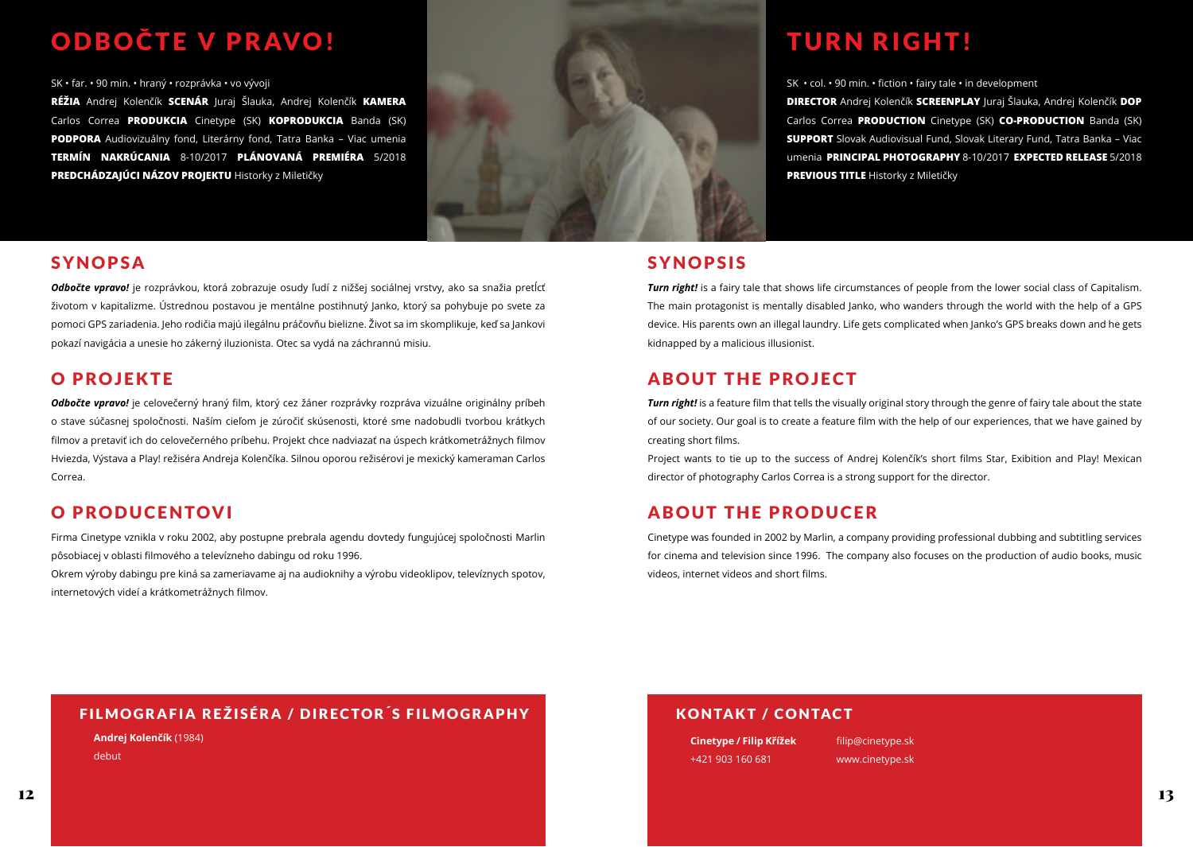# ODBOČTE V PRAVO!

SK • far. • 90 min. • hraný • rozprávka • vo vývoji

**RÉŽIA** Andrej Kolenčík **SCENÁR** Juraj Šlauka, Andrej Kolenčík **KAMERA** Carlos Correa **PRODUKCIA** Cinetype (SK) **KOPRODUKCIA** Banda (SK) **PODPORA** Audiovizuálny fond, Literárny fond, Tatra Banka – Viac umenia **TERMÍN NAKRÚCANIA** 8-10/2017 **PLÁNOVANÁ PREMIÉRA** 5/2018 **PREDCHÁDZAJÚCI NÁZOV PROJEKTU** Historky z Miletičky

## SYNOPSA

***Odbočte vpravo!*** je rozprávkou, ktorá zobrazuje osudy ľudí z nižšej sociálnej vrstvy, ako sa snažia pretĺcť životom v kapitalizme. Ústrednou postavou je mentálne postihnutý Janko, ktorý sa pohybuje po svete za pomoci GPS zariadenia. Jeho rodičia majú ilegálnu práčovňu bielizne. Život sa im skomplikuje, keď sa Jankovi pokazí navigácia a unesie ho zákerný iluzionista. Otec sa vydá na záchrannú misiu.

## O PROJEKTE

***Odbočte vpravo!*** je celovečerný hraný film, ktorý cez žáner rozprávky rozpráva vizuálne originálny príbeh o stave súčasnej spoločnosti. Naším cieľom je zúročiť skúsenosti, ktoré sme nadobudli tvorbou krátkych filmov a pretaviť ich do celovečerného príbehu. Projekt chce nadviazať na úspech krátkometrážnych filmov Hviezda, Výstava a Play! režiséra Andreja Kolenčíka. Silnou oporou režisérovi je mexický kameraman Carlos Correa.

## O PRODUCENTOVI

Firma Cinetype vznikla v roku 2002, aby postupne prebrala agendu dovtedy fungujúcej spoločnosti Marlin pôsobiacej v oblasti filmového a televízneho dabingu od roku 1996.

Okrem výroby dabingu pre kiná sa zameriavame aj na audioknihy a výrobu videoklipov, televíznych spotov, internetových videí a krátkometrážnych filmov.

## FILMOGRAFIA REŽISÉRA / DIRECTOR´S FILMOGRAPHY

**Andrej Kolenčík** (1984)
debut

# TURN RIGHT!

SK • col. • 90 min. • fiction • fairy tale • in development

**DIRECTOR** Andrej Kolenčík **SCREENPLAY** Juraj Šlauka, Andrej Kolenčík **DOP** Carlos Correa **PRODUCTION** Cinetype (SK) **CO-PRODUCTION** Banda (SK) **SUPPORT** Slovak Audiovisual Fund, Slovak Literary Fund, Tatra Banka – Viac umenia **PRINCIPAL PHOTOGRAPHY** 8-10/2017 **EXPECTED RELEASE** 5/2018 **PREVIOUS TITLE** Historky z Miletičky

## SYNOPSIS

***Turn right!*** is a fairy tale that shows life circumstances of people from the lower social class of Capitalism. The main protagonist is mentally disabled Janko, who wanders through the world with the help of a GPS device. His parents own an illegal laundry. Life gets complicated when Janko's GPS breaks down and he gets kidnapped by a malicious illusionist.

## ABOUT THE PROJECT

***Turn right!*** is a feature film that tells the visually original story through the genre of fairy tale about the state of our society. Our goal is to create a feature film with the help of our experiences, that we have gained by creating short films.

Project wants to tie up to the success of Andrej Kolenčík's short films Star, Exibition and Play! Mexican director of photography Carlos Correa is a strong support for the director.

## ABOUT THE PRODUCER

Cinetype was founded in 2002 by Marlin, a company providing professional dubbing and subtitling services for cinema and television since 1996. The company also focuses on the production of audio books, music videos, internet videos and short films.

## KONTAKT / CONTACT

**Cinetype / Filip Křížek**
+421 903 160 681
filip@cinetype.sk
www.cinetype.sk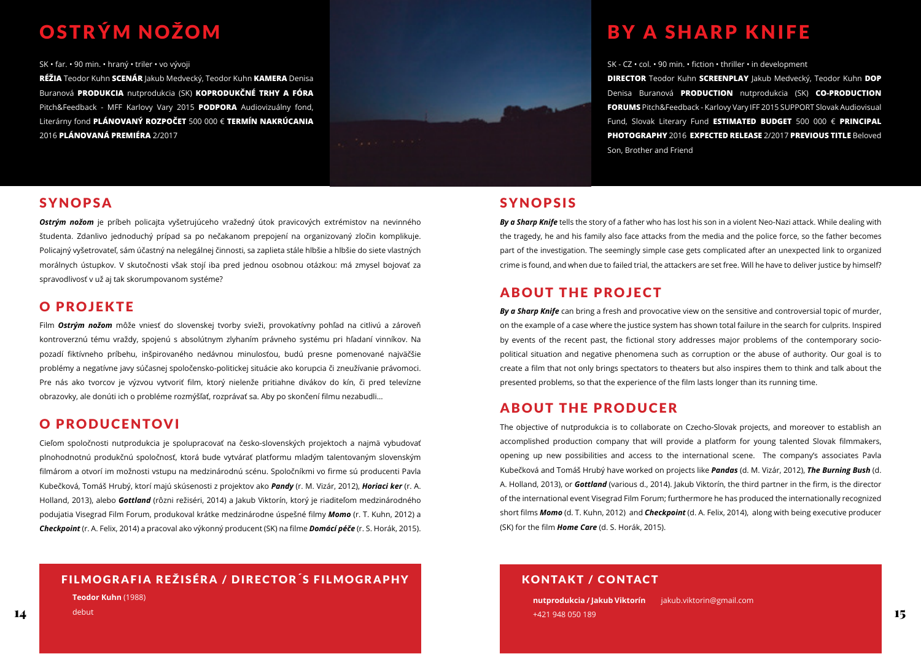# OSTRÝM NOŽOM

SK • far. • 90 min. • hraný • triler • vo vývoji

**RÉŽIA** Teodor Kuhn **SCENÁR** Jakub Medvecký, Teodor Kuhn **KAMERA** Denisa Buranová **PRODUKCIA** nutprodukcia (SK) **KOPRODUKČNÉ TRHY A FÓRA** Pitch&Feedback - MFF Karlovy Vary 2015 **PODPORA** Audiovizuálny fond, Literárny fond **PLÁNOVANÝ ROZPOČET** 500 000 € **TERMÍN NAKRÚCANIA** 2016 **PLÁNOVANÁ PREMIÉRA** 2/2017

## SYNOPSA

***Ostrým nožom*** je príbeh policajta vyšetrujúceho vražedný útok pravicových extrémistov na nevinného študenta. Zdanlivo jednoduchý prípad sa po nečakanom prepojení na organizovaný zločin komplikuje. Policajný vyšetrovateľ, sám účastný na nelegálnej činnosti, sa zaplieta stále hlbšie a hlbšie do siete vlastných morálnych ústupkov. V skutočnosti však stojí iba pred jednou osobnou otázkou: má zmysel bojovať za spravodlivosť v už aj tak skorumpovanom systéme?

## O PROJEKTE

Film ***Ostrým nožom*** môže vniesť do slovenskej tvorby svieži, provokatívny pohľad na citlivú a zároveň kontroverznú tému vraždy, spojenú s absolútnym zlyhaním právneho systému pri hľadaní vinníkov. Na pozadí fiktívneho príbehu, inšpirovaného nedávnou minulosťou, budú presne pomenované najväčšie problémy a negatívne javy súčasnej spoločensko-politickej situácie ako korupcia či zneužívanie právomoci. Pre nás ako tvorcov je výzvou vytvoriť film, ktorý nielenže pritiahne divákov do kín, či pred televízne obrazovky, ale donúti ich o probléme rozmýšľať, rozprávať sa. Aby po skončení filmu nezabudli...

## O PRODUCENTOVI

Cieľom spoločnosti nutprodukcia je spolupracovať na česko-slovenských projektoch a najmä vybudovať plnohodnotnú produkčnú spoločnosť, ktorá bude vytvárať platformu mladým talentovaným slovenským filmárom a otvorí im možnosti vstupu na medzinárodnú scénu. Spoločníkmi vo firme sú producenti Pavla Kubečková, Tomáš Hrubý, ktorí majú skúsenosti z projektov ako ***Pandy*** (r. M. Vizár, 2012), ***Horiaci ker*** (r. A. Holland, 2013), alebo ***Gottland*** (rôzni režiséri, 2014) a Jakub Viktorín, ktorý je riaditeľom medzinárodného podujatia Visegrad Film Forum, produkoval krátke medzinárodne úspešné filmy ***Momo*** (r. T. Kuhn, 2012) a ***Checkpoint*** (r. A. Felix, 2014) a pracoval ako výkonný producent (SK) na filme ***Domácí péče*** (r. S. Horák, 2015).

## FILMOGRAFIA REŽISÉRA / DIRECTOR´S FILMOGRAPHY

**Teodor Kuhn** (1988)
debut

# BY A SHARP KNIFE

SK - CZ • col. • 90 min. • fiction • thriller • in development

**DIRECTOR** Teodor Kuhn **SCREENPLAY** Jakub Medvecký, Teodor Kuhn **DOP** Denisa Buranová **PRODUCTION** nutprodukcia (SK) **CO-PRODUCTION FORUMS** Pitch&Feedback - Karlovy Vary IFF 2015 **SUPPORT** Slovak Audiovisual Fund, Slovak Literary Fund **ESTIMATED BUDGET** 500 000 € **PRINCIPAL PHOTOGRAPHY** 2016 **EXPECTED RELEASE** 2/2017 **PREVIOUS TITLE** Beloved Son, Brother and Friend

## SYNOPSIS

***By a Sharp Knife*** tells the story of a father who has lost his son in a violent Neo-Nazi attack. While dealing with the tragedy, he and his family also face attacks from the media and the police force, so the father becomes part of the investigation. The seemingly simple case gets complicated after an unexpected link to organized crime is found, and when due to failed trial, the attackers are set free. Will he have to deliver justice by himself?

## ABOUT THE PROJECT

***By a Sharp Knife*** can bring a fresh and provocative view on the sensitive and controversial topic of murder, on the example of a case where the justice system has shown total failure in the search for culprits. Inspired by events of the recent past, the fictional story addresses major problems of the contemporary socio-political situation and negative phenomena such as corruption or the abuse of authority. Our goal is to create a film that not only brings spectators to theaters but also inspires them to think and talk about the presented problems, so that the experience of the film lasts longer than its running time.

## ABOUT THE PRODUCER

The objective of nutprodukcia is to collaborate on Czecho-Slovak projects, and moreover to establish an accomplished production company that will provide a platform for young talented Slovak filmmakers, opening up new possibilities and access to the international scene. The company's associates Pavla Kubečková and Tomáš Hrubý have worked on projects like ***Pandas*** (d. M. Vizár, 2012), ***The Burning Bush*** (d. A. Holland, 2013), or ***Gottland*** (various d., 2014). Jakub Viktorín, the third partner in the firm, is the director of the international event Visegrad Film Forum; furthermore he has produced the internationally recognized short films ***Momo*** (d. T. Kuhn, 2012) and ***Checkpoint*** (d. A. Felix, 2014), along with being executive producer (SK) for the film ***Home Care*** (d. S. Horák, 2015).

## KONTAKT / CONTACT

**nutprodukcia / Jakub Viktorín** jakub.viktorin@gmail.com
+421 948 050 189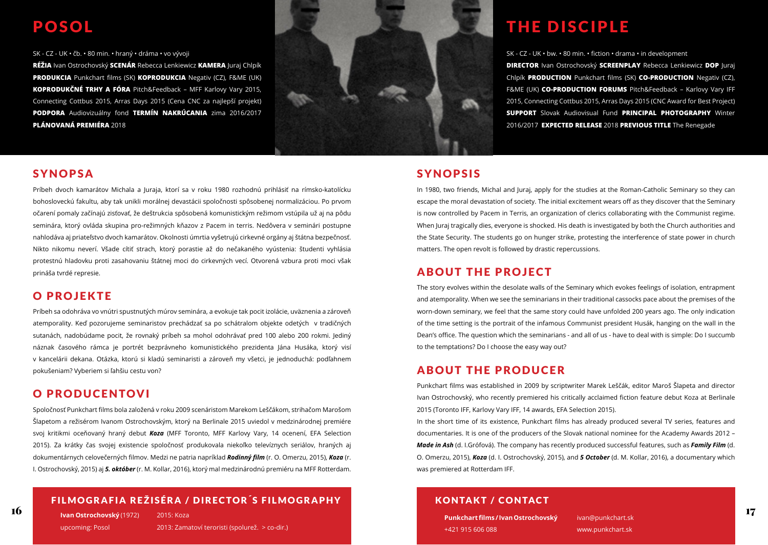# POSOL

SK - CZ - UK • čb. • 80 min. • hraný • dráma • vo vývoji

**RÉŽIA** Ivan Ostrochovský **SCENÁR** Rebecca Lenkiewicz **KAMERA** Juraj Chlpík **PRODUKCIA** Punkchart films (SK) **KOPRODUKCIA** Negativ (CZ), F&ME (UK) **KOPRODUKČNÉ TRHY A FÓRA** Pitch&Feedback – MFF Karlovy Vary 2015, Connecting Cottbus 2015, Arras Days 2015 (Cena CNC za najlepší projekt) **PODPORA** Audiovizuálny fond **TERMÍN NAKRÚCANIA** zima 2016/2017 **PLÁNOVANÁ PREMIÉRA** 2018

## SYNOPSA

Príbeh dvoch kamarátov Michala a Juraja, ktorí sa v roku 1980 rozhodnú prihlásiť na rímsko-katolícku bohosloveckú fakultu, aby tak unikli morálnej devastácii spoločnosti spôsobenej normalizáciou. Po prvom očarení pomaly začínajú zisťovať, že deštrukcia spôsobená komunistickým režimom vstúpila už aj na pôdu seminára, ktorý ovláda skupina pro-režimných kňazov z Pacem in terris. Nedôvera v seminári postupne nahlodáva aj priateľstvo dvoch kamarátov. Okolnosti úmrtia vyšetrujú cirkevné orgány aj štátna bezpečnosť. Nikto nikomu neverí. Všade cítiť strach, ktorý porastie až do nečakaného vyústenia: študenti vyhlásia protestnú hladovku proti zasahovaniu štátnej moci do cirkevných vecí. Otvorená vzbura proti moci však prináša tvrdé represie.

## O PROJEKTE

Príbeh sa odohráva vo vnútri spustnutých múrov seminára, a evokuje tak pocit izolácie, uväznenia a zároveň atemporality. Keď pozorujeme seminaristov prechádzať sa po schátralom objekte odetých v tradičných sutanách, nadobúdame pocit, že rovnaký príbeh sa mohol odohrávať pred 100 alebo 200 rokmi. Jediný náznak časového rámca je portrét bezprávneho komunistického prezidenta Jána Husáka, ktorý visí v kancelárii dekana. Otázka, ktorú si kladú seminaristi a zároveň my všetci, je jednoduchá: podľahnem pokušeniam? Vyberiem si ľahšiu cestu von?

## O PRODUCENTOVI

Spoločnosť Punkchart films bola založená v roku 2009 scenáristom Marekom Leščákom, strihačom Marošom Šlapetom a režisérom Ivanom Ostrochovským, ktorý na Berlinale 2015 uviedol v medzinárodnej premiére svoj kritikmi oceňovaný hraný debut ***Koza*** (MFF Toronto, MFF Karlovy Vary, 14 ocenení, EFA Selection 2015). Za krátky čas svojej existencie spoločnosť produkovala niekoľko televíznych seriálov, hraných aj dokumentárnych celovečerných filmov. Medzi ne patria napríklad ***Rodinný film*** (r. O. Omerzu, 2015), ***Koza*** (r. I. Ostrochovský, 2015) aj ***5. október*** (r. M. Kollar, 2016), ktorý mal medzinárodnú premiéru na MFF Rotterdam.

## FILMOGRAFIA REŽISÉRA / DIRECTOR´S FILMOGRAPHY

**Ivan Ostrochovský** (1972)
upcoming: Posol

2015: Koza
2013: Zamatoví teroristi (spolurež. > co-dir.)

# THE DISCIPLE

SK - CZ - UK • bw. • 80 min. • fiction • drama • in development

**DIRECTOR** Ivan Ostrochovský **SCREENPLAY** Rebecca Lenkiewicz **DOP** Juraj Chlpík **PRODUCTION** Punkchart films (SK) **CO-PRODUCTION** Negativ (CZ), F&ME (UK) **CO-PRODUCTION FORUMS** Pitch&Feedback – Karlovy Vary IFF 2015, Connecting Cottbus 2015, Arras Days 2015 (CNC Award for Best Project) **SUPPORT** Slovak Audiovisual Fund **PRINCIPAL PHOTOGRAPHY** Winter 2016/2017 **EXPECTED RELEASE** 2018 **PREVIOUS TITLE** The Renegade

## SYNOPSIS

In 1980, two friends, Michal and Juraj, apply for the studies at the Roman-Catholic Seminary so they can escape the moral devastation of society. The initial excitement wears off as they discover that the Seminary is now controlled by Pacem in Terris, an organization of clerics collaborating with the Communist regime. When Juraj tragically dies, everyone is shocked. His death is investigated by both the Church authorities and the State Security. The students go on hunger strike, protesting the interference of state power in church matters. The open revolt is followed by drastic repercussions.

## ABOUT THE PROJECT

The story evolves within the desolate walls of the Seminary which evokes feelings of isolation, entrapment and atemporality. When we see the seminarians in their traditional cassocks pace about the premises of the worn-down seminary, we feel that the same story could have unfolded 200 years ago. The only indication of the time setting is the portrait of the infamous Communist president Husák, hanging on the wall in the Dean's office. The question which the seminarians - and all of us - have to deal with is simple: Do I succumb to the temptations? Do I choose the easy way out?

## ABOUT THE PRODUCER

Punkchart films was established in 2009 by scriptwriter Marek Leščák, editor Maroš Šlapeta and director Ivan Ostrochovský, who recently premiered his critically acclaimed fiction feature debut Koza at Berlinale 2015 (Toronto IFF, Karlovy Vary IFF, 14 awards, EFA Selection 2015).

In the short time of its existence, Punkchart films has already produced several TV series, features and documentaries. It is one of the producers of the Slovak national nominee for the Academy Awards 2012 – ***Made in Ash*** (d. I.Grófová). The company has recently produced successful features, such as ***Family Film*** (d. O. Omerzu, 2015), ***Koza*** (d. I. Ostrochovský, 2015), and ***5 October*** (d. M. Kollar, 2016), a documentary which was premiered at Rotterdam IFF.

## KONTAKT / CONTACT

**Punkchart films / Ivan Ostrochovský**
+421 915 606 088

ivan@punkchart.sk
www.punkchart.sk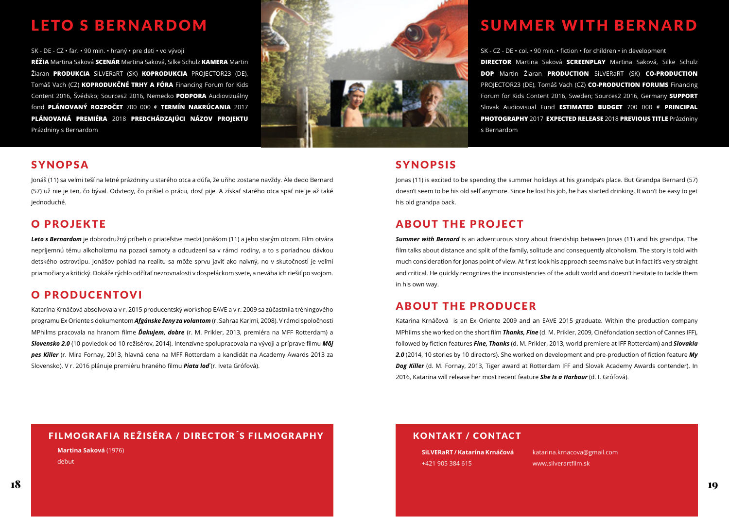# LETO S BERNARDOM

SK - DE - CZ • far. • 90 min. • hraný • pre deti • vo vývoji

**RÉŽIA** Martina Saková **SCENÁR** Martina Saková, Silke Schulz **KAMERA** Martin Žiaran **PRODUKCIA** SiLVERaRT (SK) **KOPRODUKCIA** PROJECTOR23 (DE), Tomáš Vach (CZ) **KOPRODUKČNÉ TRHY A FÓRA** Financing Forum for Kids Content 2016, Švédsko; Sources2 2016, Nemecko **PODPORA** Audiovizuálny fond **PLÁNOVANÝ ROZPOČET** 700 000 € **TERMÍN NAKRÚCANIA** 2017 **PLÁNOVANÁ PREMIÉRA** 2018 **PREDCHÁDZAJÚCI NÁZOV PROJEKTU** Prázdniny s Bernardom

## SYNOPSA

Jonáš (11) sa veľmi teší na letné prázdniny u starého otca a dúfa, že uňho zostane navždy. Ale dedo Bernard (57) už nie je ten, čo býval. Odvtedy, čo prišiel o prácu, dosť pije. A získať starého otca späť nie je až také jednoduché.

## O PROJEKTE

***Leto s Bernardom*** je dobrodružný príbeh o priateľstve medzi Jonášom (11) a jeho starým otcom. Film otvára nepríjemnú tému alkoholizmu na pozadí samoty a odcudzení sa v rámci rodiny, a to s poriadnou dávkou detského ostrovtipu. Jonášov pohľad na realitu sa môže sprvu javiť ako naivný, no v skutočnosti je veľmi priamočiary a kritický. Dokáže rýchlo odčítať nezrovnalosti v dospeláckom svete, a neváha ich riešiť po svojom.

## O PRODUCENTOVI

Katarína Krnáčová absolvovala v r. 2015 producentský workshop EAVE a v r. 2009 sa zúčastnila tréningového programu Ex Oriente s dokumentom ***Afgánske ženy za volantom*** (r. Sahraa Karimi, 2008). V rámci spoločnosti MPhilms pracovala na hranom filme ***Ďakujem, dobre*** (r. M. Prikler, 2013, premiéra na MFF Rotterdam) a ***Slovensko 2.0*** (10 poviedok od 10 režisérov, 2014). Intenzívne spolupracovala na vývoji a príprave filmu ***Môj pes Killer*** (r. Mira Fornay, 2013, hlavná cena na MFF Rotterdam a kandidát na Academy Awards 2013 za Slovensko). V r. 2016 plánuje premiéru hraného filmu ***Piata loď*** (r. Iveta Grófová).

### FILMOGRAFIA REŽISÉRA / DIRECTOR´S FILMOGRAPHY

**Martina Saková** (1976)
debut

# SUMMER WITH BERNARD

SK - CZ - DE • col. • 90 min. • fiction • for children • in development

**DIRECTOR** Martina Saková **SCREENPLAY** Martina Saková, Silke Schulz **DOP** Martin Žiaran **PRODUCTION** SiLVERaRT (SK) **CO-PRODUCTION** PROJECTOR23 (DE), Tomáš Vach (CZ) **CO-PRODUCTION FORUMS** Financing Forum for Kids Content 2016, Sweden; Sources2 2016, Germany **SUPPORT** Slovak Audiovisual Fund **ESTIMATED BUDGET** 700 000 € **PRINCIPAL PHOTOGRAPHY** 2017 **EXPECTED RELEASE** 2018 **PREVIOUS TITLE** Prázdniny s Bernardom

## SYNOPSIS

Jonas (11) is excited to be spending the summer holidays at his grandpa's place. But Grandpa Bernard (57) doesn't seem to be his old self anymore. Since he lost his job, he has started drinking. It won't be easy to get his old grandpa back.

## ABOUT THE PROJECT

***Summer with Bernard*** is an adventurous story about friendship between Jonas (11) and his grandpa. The film talks about distance and split of the family, solitude and consequently alcoholism. The story is told with much consideration for Jonas point of view. At first look his approach seems naive but in fact it's very straight and critical. He quickly recognizes the inconsistencies of the adult world and doesn't hesitate to tackle them in his own way.

## ABOUT THE PRODUCER

Katarina Krnáčová is an Ex Oriente 2009 and an EAVE 2015 graduate. Within the production company MPhilms she worked on the short film ***Thanks, Fine*** (d. M. Prikler, 2009, Cinéfondation section of Cannes IFF), followed by fiction features ***Fine, Thanks*** (d. M. Prikler, 2013, world premiere at IFF Rotterdam) and ***Slovakia 2.0*** (2014, 10 stories by 10 directors). She worked on development and pre-production of fiction feature ***My Dog Killer*** (d. M. Fornay, 2013, Tiger award at Rotterdam IFF and Slovak Academy Awards contender). In 2016, Katarina will release her most recent feature ***She Is a Harbour*** (d. I. Grófová).

### KONTAKT / CONTACT

**SiLVERaRT / Katarína Krnáčová**
+421 905 384 615

katarina.krnacova@gmail.com
www.silverartfilm.sk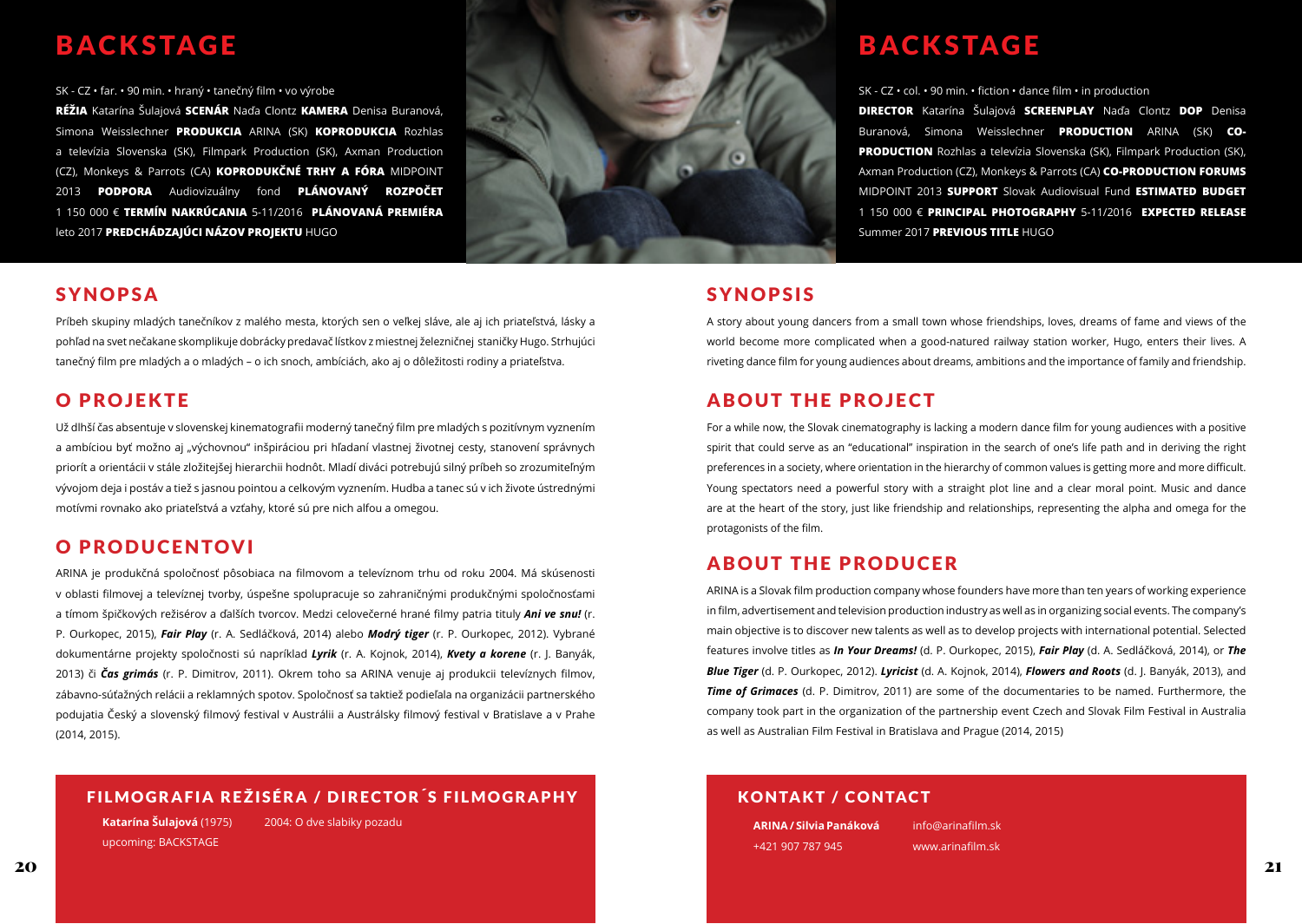# BACKSTAGE

SK - CZ • far. • 90 min. • hraný • tanečný film • vo výrobe

**RÉŽIA** Katarína Šulajová **SCENÁR** Naďa Clontz **KAMERA** Denisa Buranová, Simona Weisslechner **PRODUKCIA** ARINA (SK) **KOPRODUKCIA** Rozhlas a televízia Slovenska (SK), Filmpark Production (SK), Axman Production (CZ), Monkeys & Parrots (CA) **KOPRODUKČNÉ TRHY A FÓRA** MIDPOINT 2013 **PODPORA** Audiovizuálny fond **PLÁNOVANÝ ROZPOČET** 1 150 000 € **TERMÍN NAKRÚCANIA** 5-11/2016 **PLÁNOVANÁ PREMIÉRA** leto 2017 **PREDCHÁDZAJÚCI NÁZOV PROJEKTU** HUGO

## SYNOPSA

Príbeh skupiny mladých tanečníkov z malého mesta, ktorých sen o veľkej sláve, ale aj ich priateľstvá, lásky a pohľad na svet nečakane skomplikuje dobrácky predavač lístkov z miestnej železničnej staničky Hugo. Strhujúci tanečný film pre mladých a o mladých – o ich snoch, ambíciách, ako aj o dôležitosti rodiny a priateľstva.

## O PROJEKTE

Už dlhší čas absentuje v slovenskej kinematografii moderný tanečný film pre mladých s pozitívnym vyznením a ambíciou byť možno aj „výchovnou" inšpiráciou pri hľadaní vlastnej životnej cesty, stanovení správnych priorít a orientácii v stále zložitejšej hierarchii hodnôt. Mladí diváci potrebujú silný príbeh so zrozumiteľným vývojom deja i postáv a tiež s jasnou pointou a celkovým vyznením. Hudba a tanec sú v ich živote ústrednými motívmi rovnako ako priateľstvá a vzťahy, ktoré sú pre nich alfou a omegou.

## O PRODUCENTOVI

ARINA je produkčná spoločnosť pôsobiaca na filmovom a televíznom trhu od roku 2004. Má skúsenosti v oblasti filmovej a televíznej tvorby, úspešne spolupracuje so zahraničnými produkčnými spoločnosťami a tímom špičkových režisérov a ďalších tvorcov. Medzi celovečerné hrané filmy patria tituly ***Ani ve snu!*** (r. P. Ourkopec, 2015), ***Fair Play*** (r. A. Sedláčková, 2014) alebo ***Modrý tiger*** (r. P. Ourkopec, 2012). Vybrané dokumentárne projekty spoločnosti sú napríklad ***Lyrik*** (r. A. Kojnok, 2014), ***Kvety a korene*** (r. J. Banyák, 2013) či ***Čas grimás*** (r. P. Dimitrov, 2011). Okrem toho sa ARINA venuje aj produkcii televíznych filmov, zábavno-súťažných relácii a reklamných spotov. Spoločnosť sa taktiež podieľala na organizácii partnerského podujatia Český a slovenský filmový festival v Austrálii a Austrálsky filmový festival v Bratislave a v Prahe (2014, 2015).

## FILMOGRAFIA REŽISÉRA / DIRECTOR´S FILMOGRAPHY

**Katarína Šulajová** (1975)

2004: O dve slabiky pozadu

upcoming: BACKSTAGE

# BACKSTAGE

SK - CZ • col. • 90 min. • fiction • dance film • in production

**DIRECTOR** Katarína Šulajová **SCREENPLAY** Naďa Clontz **DOP** Denisa Buranová, Simona Weisslechner **PRODUCTION** ARINA (SK) **CO-PRODUCTION** Rozhlas a televízia Slovenska (SK), Filmpark Production (SK), Axman Production (CZ), Monkeys & Parrots (CA) **CO-PRODUCTION FORUMS** MIDPOINT 2013 **SUPPORT** Slovak Audiovisual Fund **ESTIMATED BUDGET** 1 150 000 € **PRINCIPAL PHOTOGRAPHY** 5-11/2016 **EXPECTED RELEASE** Summer 2017 **PREVIOUS TITLE** HUGO

## SYNOPSIS

A story about young dancers from a small town whose friendships, loves, dreams of fame and views of the world become more complicated when a good-natured railway station worker, Hugo, enters their lives. A riveting dance film for young audiences about dreams, ambitions and the importance of family and friendship.

## ABOUT THE PROJECT

For a while now, the Slovak cinematography is lacking a modern dance film for young audiences with a positive spirit that could serve as an "educational" inspiration in the search of one's life path and in deriving the right preferences in a society, where orientation in the hierarchy of common values is getting more and more difficult. Young spectators need a powerful story with a straight plot line and a clear moral point. Music and dance are at the heart of the story, just like friendship and relationships, representing the alpha and omega for the protagonists of the film.

## ABOUT THE PRODUCER

ARINA is a Slovak film production company whose founders have more than ten years of working experience in film, advertisement and television production industry as well as in organizing social events. The company's main objective is to discover new talents as well as to develop projects with international potential. Selected features involve titles as ***In Your Dreams!*** (d. P. Ourkopec, 2015), ***Fair Play*** (d. A. Sedláčková, 2014), or ***The Blue Tiger*** (d. P. Ourkopec, 2012). ***Lyricist*** (d. A. Kojnok, 2014), ***Flowers and Roots*** (d. J. Banyák, 2013), and ***Time of Grimaces*** (d. P. Dimitrov, 2011) are some of the documentaries to be named. Furthermore, the company took part in the organization of the partnership event Czech and Slovak Film Festival in Australia as well as Australian Film Festival in Bratislava and Prague (2014, 2015)

## KONTAKT / CONTACT

**ARINA / Silvia Panáková**

+421 907 787 945

info@arinafilm.sk

www.arinafilm.sk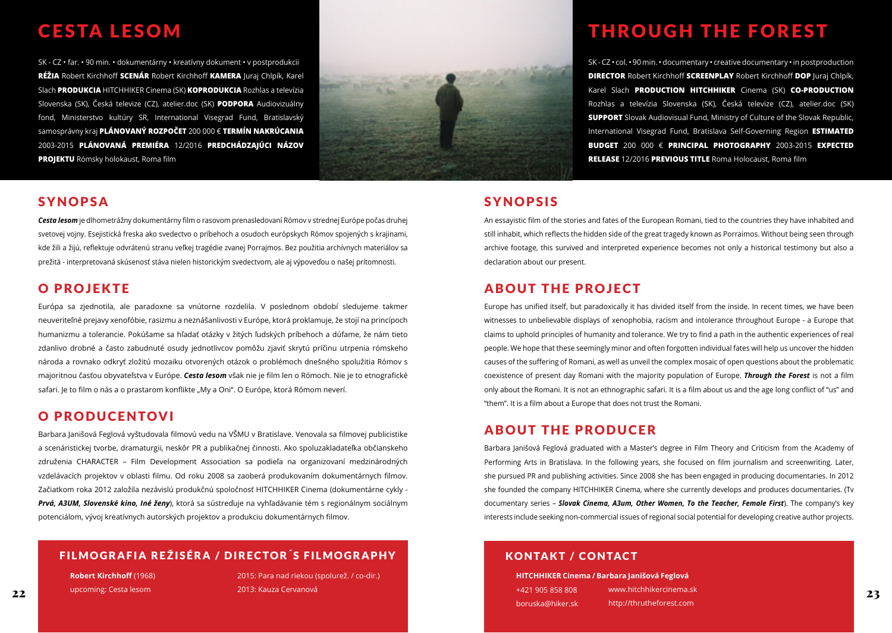# CESTA LESOM

SK - CZ • far. • 90 min. • dokumentárny • kreatívny dokument • v postprodukcii **RÉŽIA** Robert Kirchhoff **SCENÁR** Robert Kirchhoff **KAMERA** Juraj Chlpík, Karel Slach **PRODUKCIA** HITCHHIKER Cinema (SK) **KOPRODUKCIA** Rozhlas a televízia Slovenska (SK), Česká televize (CZ), atelier.doc (SK) **PODPORA** Audiovizuálny fond, Ministerstvo kultúry SR, International Visegrad Fund, Bratislavský samosprávny kraj **PLÁNOVANÝ ROZPOČET** 200 000 € **TERMÍN NAKRÚCANIA** 2003-2015 **PLÁNOVANÁ PREMIÉRA** 12/2016 **PREDCHÁDZAJÚCI NÁZOV PROJEKTU** Rómsky holokaust, Roma film

## SYNOPSA

***Cesta lesom*** je dlhometrážny dokumentárny film o rasovom prenasledovaní Rómov v strednej Európe počas druhej svetovej vojny. Esejistická freska ako svedectvo o príbehoch a osudoch európskych Rómov spojených s krajinami, kde žili a žijú, reflektuje odvrátenú stranu veľkej tragédie zvanej Porrajmos. Bez použitia archívnych materiálov sa prežitá - interpretovaná skúsenosť stáva nielen historickým svedectvom, ale aj výpoveďou o našej prítomnosti.

## O PROJEKTE

Európa sa zjednotila, ale paradoxne sa vnútorne rozdelila. V poslednom období sledujeme takmer neuveriteľné prejavy xenofóbie, rasizmu a neznášanlivosti v Európe, ktorá proklamuje, že stojí na princípoch humanizmu a tolerancie. Pokúšame sa hľadať otázky v žitých ľudských príbehoch a dúfame, že nám tieto zdanlivo drobné a často zabudnuté osudy jednotlivcov pomôžu zjaviť skrytú príčinu utrpenia rómskeho národa a rovnako odkryť zložitú mozaiku otvorených otázok o problémoch dnešného spolužitia Rómov s majoritnou časťou obyvateľstva v Európe. ***Cesta lesom*** však nie je film len o Rómoch. Nie je to etnografické safari. Je to film o nás a o prastarom konflikte „My a Oni". O Európe, ktorá Rómom neverí.

## O PRODUCENTOVI

Barbara Janišová Feglová vyštudovala filmovú vedu na VŠMU v Bratislave. Venovala sa filmovej publicistike a scenáristickej tvorbe, dramaturgii, neskôr PR a publikačnej činnosti. Ako spoluzakladateľka občianskeho združenia CHARACTER – Film Development Association sa podieľa na organizovaní medzinárodných vzdelávacích projektov v oblasti filmu. Od roku 2008 sa zaoberá produkovaním dokumentárnych filmov. Začiatkom roka 2012 založila nezávislú produkčnú spoločnosť HITCHHIKER Cinema (dokumentárne cykly - ***Prvá, A3UM, Slovenské kino, Iné ženy***), ktorá sa sústreďuje na vyhľadávanie tém s regionálnym sociálnym potenciálom, vývoj kreatívnych autorských projektov a produkciu dokumentárnych filmov.

## FILMOGRAFIA REŽISÉRA / DIRECTOR´S FILMOGRAPHY

**Robert Kirchhoff** (1968)
upcoming: Cesta lesom
2015: Para nad riekou (spolurež. / co-dir.)
2013: Kauza Cervanová

# THROUGH THE FOREST

SK - CZ • col. • 90 min. • documentary • creative documentary • in postproduction **DIRECTOR** Robert Kirchhoff **SCREENPLAY** Robert Kirchhoff **DOP** Juraj Chlpík, Karel Slach **PRODUCTION HITCHHIKER** Cinema (SK) **CO-PRODUCTION** Rozhlas a televízia Slovenska (SK), Česká televize (CZ), atelier.doc (SK) **SUPPORT** Slovak Audiovisual Fund, Ministry of Culture of the Slovak Republic, International Visegrad Fund, Bratislava Self-Governing Region **ESTIMATED BUDGET** 200 000 € **PRINCIPAL PHOTOGRAPHY** 2003-2015 **EXPECTED RELEASE** 12/2016 **PREVIOUS TITLE** Roma Holocaust, Roma film

## SYNOPSIS

An essayistic film of the stories and fates of the European Romani, tied to the countries they have inhabited and still inhabit, which reflects the hidden side of the great tragedy known as Porraimos. Without being seen through archive footage, this survived and interpreted experience becomes not only a historical testimony but also a declaration about our present.

## ABOUT THE PROJECT

Europe has unified itself, but paradoxically it has divided itself from the inside. In recent times, we have been witnesses to unbelievable displays of xenophobia, racism and intolerance throughout Europe - a Europe that claims to uphold principles of humanity and tolerance. We try to find a path in the authentic experiences of real people. We hope that these seemingly minor and often forgotten individual fates will help us uncover the hidden causes of the suffering of Romani, as well as unveil the complex mosaic of open questions about the problematic coexistence of present day Romani with the majority population of Europe. ***Through the Forest*** is not a film only about the Romani. It is not an ethnographic safari. It is a film about us and the age long conflict of "us" and "them". It is a film about a Europe that does not trust the Romani.

## ABOUT THE PRODUCER

Barbara Janišová Feglová graduated with a Master's degree in Film Theory and Criticism from the Academy of Performing Arts in Bratislava. In the following years, she focused on film journalism and screenwriting. Later, she pursued PR and publishing activities. Since 2008 she has been engaged in producing documentaries. In 2012 she founded the company HITCHHIKER Cinema, where she currently develops and produces documentaries. (Tv documentary series – ***Slovak Cinema, A3um, Other Women, To the Teacher, Female First***). The company's key interests include seeking non-commercial issues of regional social potential for developing creative author projects.

## KONTAKT / CONTACT

**HITCHHIKER Cinema / Barbara Janišová Feglová**
+421 905 858 808
boruska@hiker.sk
www.hitchhikercinema.sk
http://thrutheforest.com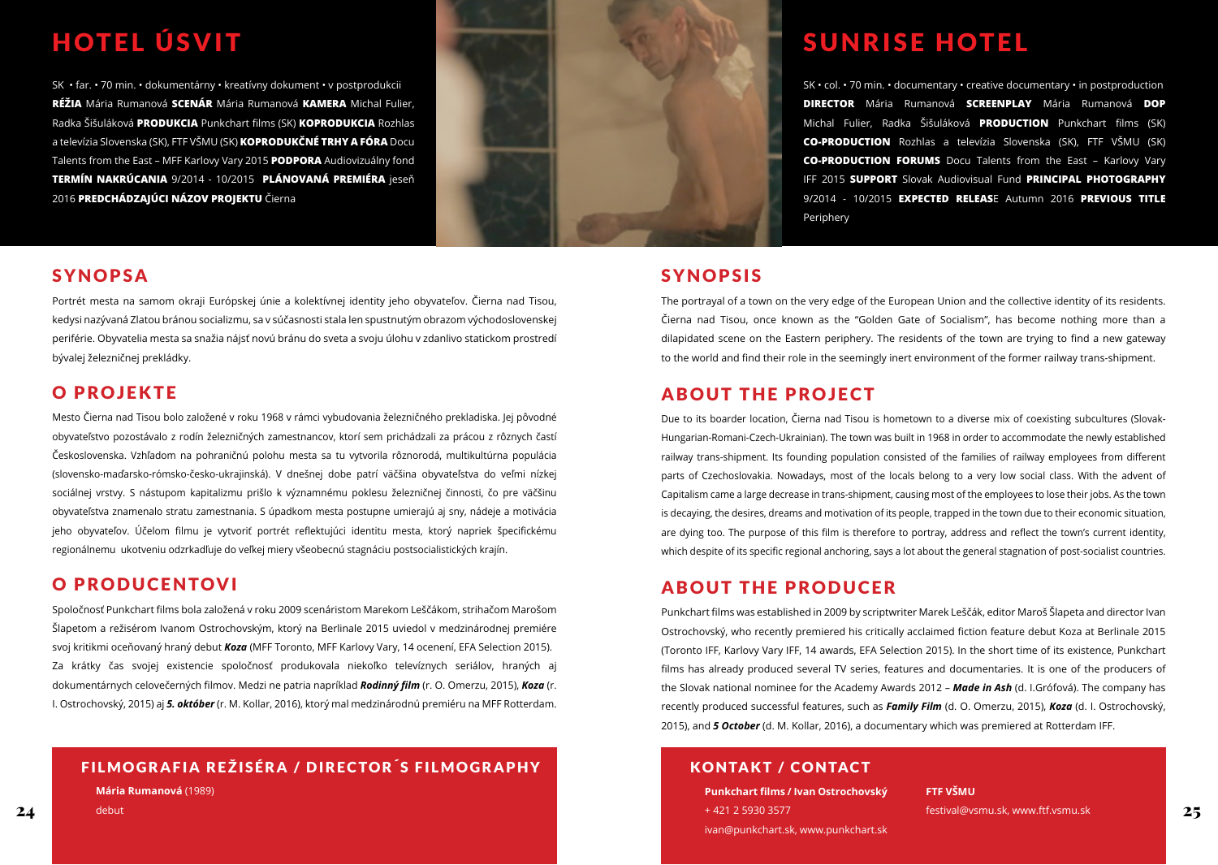# HOTEL ÚSVIT

SK • far. • 70 min. • dokumentárny • kreatívny dokument • v postprodukcii **RÉŽIA** Mária Rumanová **SCENÁR** Mária Rumanová **KAMERA** Michal Fulier, Radka Šišuláková **PRODUKCIA** Punkchart films (SK) **KOPRODUKCIA** Rozhlas a televízia Slovenska (SK), FTF VŠMU (SK) **KOPRODUKČNÉ TRHY A FÓRA** Docu Talents from the East – MFF Karlovy Vary 2015 **PODPORA** Audiovizuálny fond **TERMÍN NAKRÚCANIA** 9/2014 - 10/2015 **PLÁNOVANÁ PREMIÉRA** jeseň 2016 **PREDCHÁDZAJÚCI NÁZOV PROJEKTU** Čierna

## SYNOPSA

Portrét mesta na samom okraji Európskej únie a kolektívnej identity jeho obyvateľov. Čierna nad Tisou, kedysi nazývaná Zlatou bránou socializmu, sa v súčasnosti stala len spustnutým obrazom východoslovenskej periférie. Obyvatelia mesta sa snažia nájsť novú bránu do sveta a svoju úlohu v zdanlivo statickom prostredí bývalej železničnej prekládky.

## O PROJEKTE

Mesto Čierna nad Tisou bolo založené v roku 1968 v rámci vybudovania železničného prekladiska. Jej pôvodné obyvateľstvo pozostávalo z rodín železničných zamestnancov, ktorí sem prichádzali za prácou z rôznych častí Československa. Vzhľadom na pohraničnú polohu mesta sa tu vytvorila rôznorodá, multikultúrna populácia (slovensko-maďarsko-rómsko-česko-ukrajinská). V dnešnej dobe patrí väčšina obyvateľstva do veľmi nízkej sociálnej vrstvy. S nástupom kapitalizmu prišlo k významnému poklesu železničnej činnosti, čo pre väčšinu obyvateľstva znamenalo stratu zamestnania. S úpadkom mesta postupne umierajú aj sny, nádeje a motivácia jeho obyvateľov. Účelom filmu je vytvoriť portrét reflektujúci identitu mesta, ktorý napriek špecifickému regionálnemu ukotveniu odzrkadľuje do veľkej miery všeobecnú stagnáciu postsocialistických krajín.

## O PRODUCENTOVI

Spoločnosť Punkchart films bola založená v roku 2009 scenáristom Marekom Leščákom, strihačom Marošom Šlapetom a režisérom Ivanom Ostrochovským, ktorý na Berlinale 2015 uviedol v medzinárodnej premiére svoj kritikmi oceňovaný hraný debut ***Koza*** (MFF Toronto, MFF Karlovy Vary, 14 ocenení, EFA Selection 2015). Za krátky čas svojej existencie spoločnosť produkovala niekoľko televíznych seriálov, hraných aj dokumentárnych celovečerných filmov. Medzi ne patria napríklad ***Rodinný film*** (r. O. Omerzu, 2015), ***Koza*** (r. I. Ostrochovský, 2015) aj ***5. október*** (r. M. Kollar, 2016), ktorý mal medzinárodnú premiéru na MFF Rotterdam.

## FILMOGRAFIA REŽISÉRA / DIRECTOR´S FILMOGRAPHY

**Mária Rumanová** (1989)
debut

# SUNRISE HOTEL

SK • col. • 70 min. • documentary • creative documentary • in postproduction **DIRECTOR** Mária Rumanová **SCREENPLAY** Mária Rumanová **DOP** Michal Fulier, Radka Šišuláková **PRODUCTION** Punkchart films (SK) **CO-PRODUCTION** Rozhlas a televízia Slovenska (SK), FTF VŠMU (SK) **CO-PRODUCTION FORUMS** Docu Talents from the East – Karlovy Vary IFF 2015 **SUPPORT** Slovak Audiovisual Fund **PRINCIPAL PHOTOGRAPHY** 9/2014 - 10/2015 **EXPECTED RELEAS**E Autumn 2016 **PREVIOUS TITLE** Periphery

## SYNOPSIS

The portrayal of a town on the very edge of the European Union and the collective identity of its residents. Čierna nad Tisou, once known as the "Golden Gate of Socialism", has become nothing more than a dilapidated scene on the Eastern periphery. The residents of the town are trying to find a new gateway to the world and find their role in the seemingly inert environment of the former railway trans-shipment.

## ABOUT THE PROJECT

Due to its boarder location, Čierna nad Tisou is hometown to a diverse mix of coexisting subcultures (Slovak-Hungarian-Romani-Czech-Ukrainian). The town was built in 1968 in order to accommodate the newly established railway trans-shipment. Its founding population consisted of the families of railway employees from different parts of Czechoslovakia. Nowadays, most of the locals belong to a very low social class. With the advent of Capitalism came a large decrease in trans-shipment, causing most of the employees to lose their jobs. As the town is decaying, the desires, dreams and motivation of its people, trapped in the town due to their economic situation, are dying too. The purpose of this film is therefore to portray, address and reflect the town's current identity, which despite of its specific regional anchoring, says a lot about the general stagnation of post-socialist countries.

## ABOUT THE PRODUCER

Punkchart films was established in 2009 by scriptwriter Marek Leščák, editor Maroš Šlapeta and director Ivan Ostrochovský, who recently premiered his critically acclaimed fiction feature debut Koza at Berlinale 2015 (Toronto IFF, Karlovy Vary IFF, 14 awards, EFA Selection 2015). In the short time of its existence, Punkchart films has already produced several TV series, features and documentaries. It is one of the producers of the Slovak national nominee for the Academy Awards 2012 – ***Made in Ash*** (d. I.Grófová). The company has recently produced successful features, such as ***Family Film*** (d. O. Omerzu, 2015), ***Koza*** (d. I. Ostrochovský, 2015), and ***5 October*** (d. M. Kollar, 2016), a documentary which was premiered at Rotterdam IFF.

## KONTAKT / CONTACT

**Punkchart films / Ivan Ostrochovský**
+ 421 2 5930 3577
ivan@punkchart.sk, www.punkchart.sk

**FTF VŠMU**
festival@vsmu.sk, www.ftf.vsmu.sk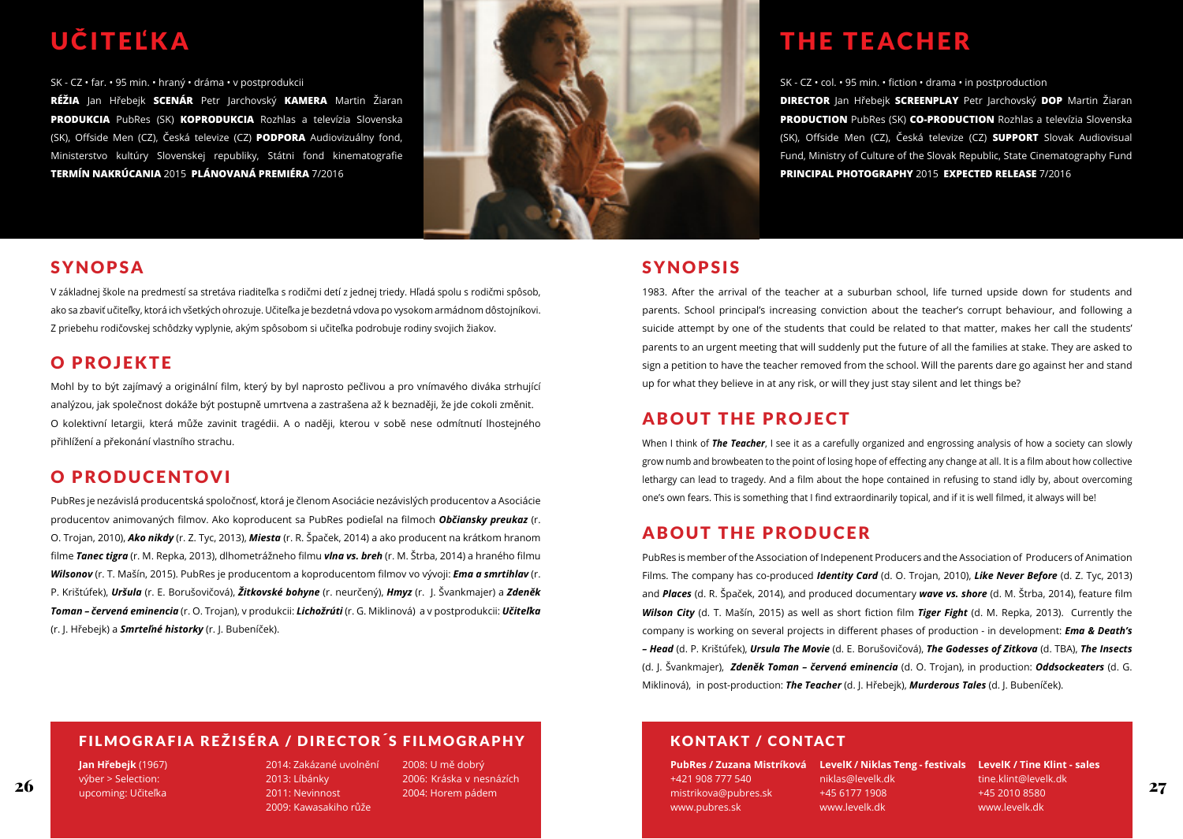# UČITEĽKA

SK - CZ • far. • 95 min. • hraný • dráma • v postprodukcii

**RÉŽIA** Jan Hřebejk **SCENÁR** Petr Jarchovský **KAMERA** Martin Žiaran **PRODUKCIA** PubRes (SK) **KOPRODUKCIA** Rozhlas a televízia Slovenska (SK), Offside Men (CZ), Česká televize (CZ) **PODPORA** Audiovizuálny fond, Ministerstvo kultúry Slovenskej republiky, Státni fond kinematografie **TERMÍN NAKRÚCANIA** 2015 **PLÁNOVANÁ PREMIÉRA** 7/2016

## SYNOPSA

V základnej škole na predmestí sa stretáva riaditeľka s rodičmi detí z jednej triedy. Hľadá spolu s rodičmi spôsob, ako sa zbaviť učiteľky, ktorá ich všetkých ohrozuje. Učiteľka je bezdetná vdova po vysokom armádnom dôstojníkovi. Z priebehu rodičovskej schôdzky vyplynie, akým spôsobom si učiteľka podrobuje rodiny svojich žiakov.

## O PROJEKTE

Mohl by to být zajímavý a originální film, který by byl naprosto pečlivou a pro vnímavého diváka strhující analýzou, jak společnost dokáže být postupně umrtvena a zastrašena až k beznaději, že jde cokoli změnit. O kolektivní letargii, která může zavinit tragédii. A o naději, kterou v sobě nese odmítnutí lhostejného přihlížení a překonání vlastního strachu.

## O PRODUCENTOVI

PubRes je nezávislá producentská spoločnosť, ktorá je členom Asociácie nezávislých producentov a Asociácie producentov animovaných filmov. Ako koproducent sa PubRes podieľal na filmoch ***Občiansky preukaz*** (r. O. Trojan, 2010), ***Ako nikdy*** (r. Z. Tyc, 2013), ***Miesta*** (r. R. Špaček, 2014) a ako producent na krátkom hranom filme ***Tanec tigra*** (r. M. Repka, 2013), dlhometrážneho filmu ***vlna vs. breh*** (r. M. Štrba, 2014) a hraného filmu ***Wilsonov*** (r. T. Mašín, 2015). PubRes je producentom a koproducentom filmov vo vývoji: ***Ema a smrtihlav*** (r. P. Krištúfek), ***Uršula*** (r. E. Borušovičová), ***Žitkovské bohyne*** (r. neurčený), ***Hmyz*** (r. J. Švankmajer) a ***Zdeněk Toman – červená eminencia*** (r. O. Trojan), v produkcii: ***Lichožrúti*** (r. G. Miklinová) a v postprodukcii: ***Učiteľka*** (r. J. Hřebejk) a ***Smrteľné historky*** (r. J. Bubeníček).

## FILMOGRAFIA REŽISÉRA / DIRECTOR´S FILMOGRAPHY

**Jan Hřebejk** (1967)
výber > Selection:
upcoming: Učiteľka

2014: Zakázané uvolnění
2013: Líbánky
2011: Nevinnost
2009: Kawasakiho růže

2008: U mě dobrý
2006: Kráska v nesnázích
2004: Horem pádem

# THE TEACHER

SK - CZ • col. • 95 min. • fiction • drama • in postproduction

**DIRECTOR** Jan Hřebejk **SCREENPLAY** Petr Jarchovský **DOP** Martin Žiaran **PRODUCTION** PubRes (SK) **CO-PRODUCTION** Rozhlas a televízia Slovenska (SK), Offside Men (CZ), Česká televize (CZ) **SUPPORT** Slovak Audiovisual Fund, Ministry of Culture of the Slovak Republic, State Cinematography Fund **PRINCIPAL PHOTOGRAPHY** 2015 **EXPECTED RELEASE** 7/2016

## SYNOPSIS

1983. After the arrival of the teacher at a suburban school, life turned upside down for students and parents. School principal's increasing conviction about the teacher's corrupt behaviour, and following a suicide attempt by one of the students that could be related to that matter, makes her call the students' parents to an urgent meeting that will suddenly put the future of all the families at stake. They are asked to sign a petition to have the teacher removed from the school. Will the parents dare go against her and stand up for what they believe in at any risk, or will they just stay silent and let things be?

## ABOUT THE PROJECT

When I think of ***The Teacher***, I see it as a carefully organized and engrossing analysis of how a society can slowly grow numb and browbeaten to the point of losing hope of effecting any change at all. It is a film about how collective lethargy can lead to tragedy. And a film about the hope contained in refusing to stand idly by, about overcoming one's own fears. This is something that I find extraordinarily topical, and if it is well filmed, it always will be!

## ABOUT THE PRODUCER

PubRes is member of the Association of Indepenent Producers and the Association of Producers of Animation Films. The company has co-produced ***Identity Card*** (d. O. Trojan, 2010), ***Like Never Before*** (d. Z. Tyc, 2013) and ***Places*** (d. R. Špaček, 2014), and produced documentary ***wave vs. shore*** (d. M. Štrba, 2014), feature film ***Wilson City*** (d. T. Mašín, 2015) as well as short fiction film ***Tiger Fight*** (d. M. Repka, 2013). Currently the company is working on several projects in different phases of production - in development: ***Ema & Death's – Head*** (d. P. Krištúfek), ***Ursula The Movie*** (d. E. Borušovičová), ***The Godesses of Zitkova*** (d. TBA), ***The Insects*** (d. J. Švankmajer), ***Zdeněk Toman – červená eminencia*** (d. O. Trojan), in production: ***Oddsockeaters*** (d. G. Miklinová), in post-production: ***The Teacher*** (d. J. Hřebejk), ***Murderous Tales*** (d. J. Bubeníček).

## KONTAKT / CONTACT

**PubRes / Zuzana Mistríková**
+421 908 777 540
mistrikova@pubres.sk
www.pubres.sk

**LevelK / Niklas Teng - festivals**
niklas@levelk.dk
+45 6177 1908
www.levelk.dk

**LevelK / Tine Klint - sales**
tine.klint@levelk.dk
+45 2010 8580
www.levelk.dk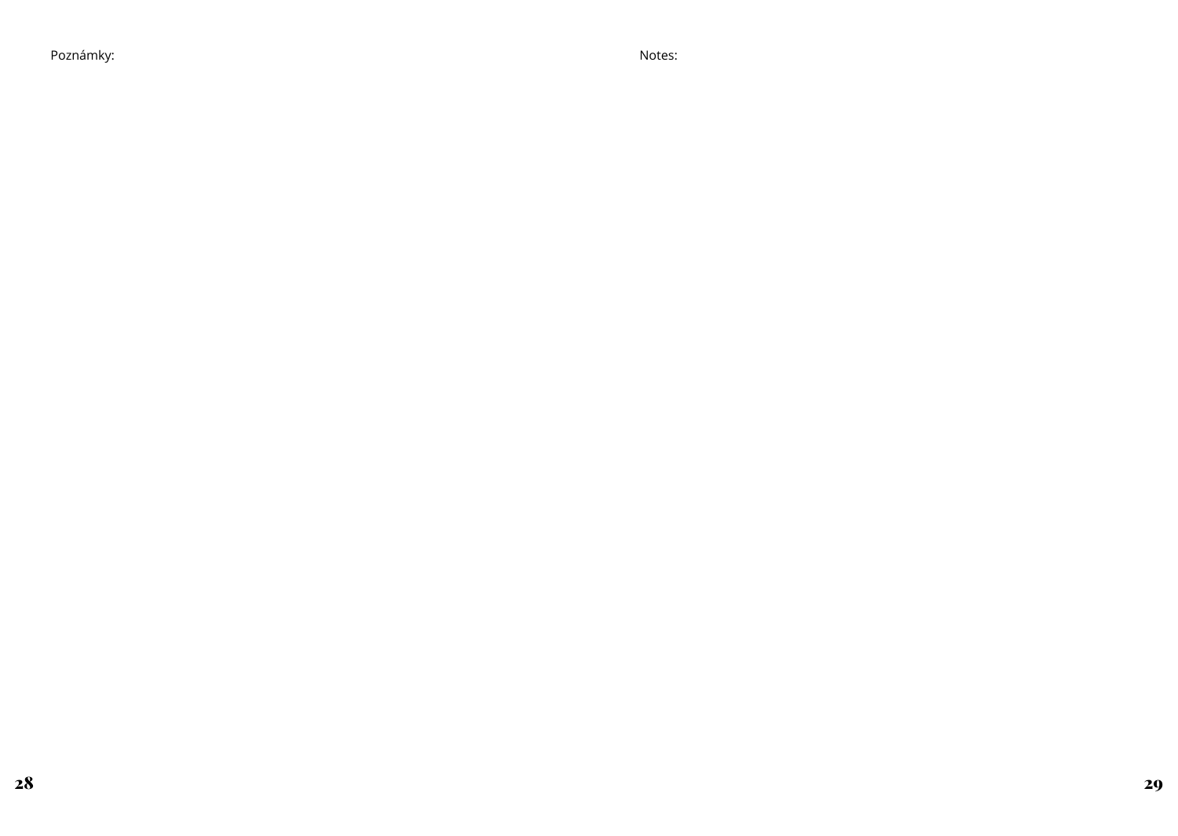Poznámky:

Notes: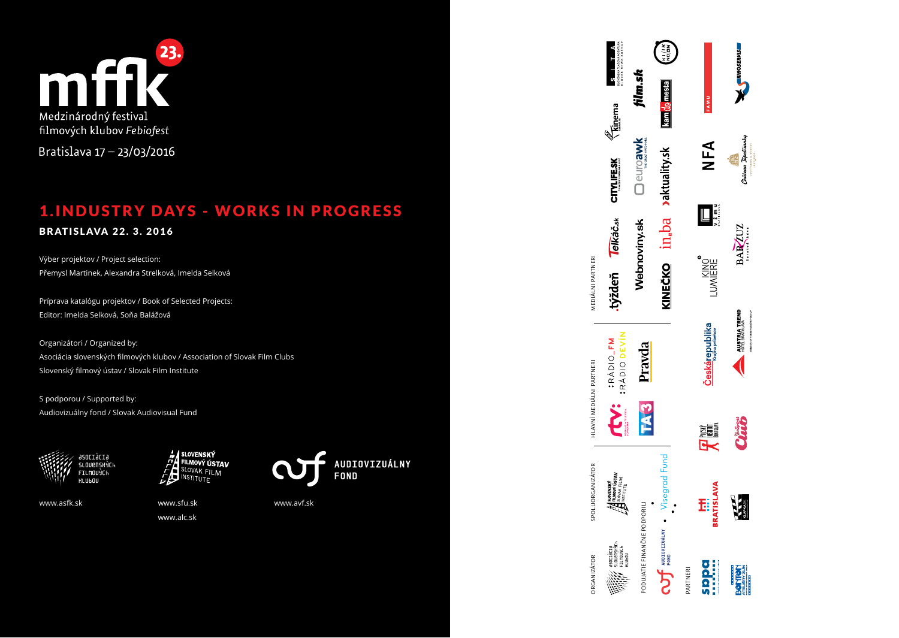# mffk 23.

Medzinárodný festival filmových klubov *Febiofest*

Bratislava 17 – 23/03/2016

## 1. INDUSTRY DAYS - WORKS IN PROGRESS

### BRATISLAVA 22. 3. 2016

Výber projektov / Project selection:
Přemysl Martinek, Alexandra Strelková, Imelda Selková

Príprava katalógu projektov / Book of Selected Projects:
Editor: Imelda Selková, Soňa Balážová

Organizátori / Organized by:
Asociácia slovenských filmových klubov / Association of Slovak Film Clubs
Slovenský filmový ústav / Slovak Film Institute

S podporou / Supported by:
Audiovizuálny fond / Slovak Audiovisual Fund

Asociácia slovenských filmových klubov — www.asfk.sk

Slovenský filmový ústav / Slovak Film Institute — www.sfu.sk, www.alc.sk

Audiovizuálny fond — www.avf.sk

ORGANIZÁTOR

SPOLUORGANIZÁTOR

HLAVNÍ MEDIÁLNI PARTNERI

MEDIÁLNI PARTNERI

PODUJATIE FINANČNE PODPORILI

PARTNERI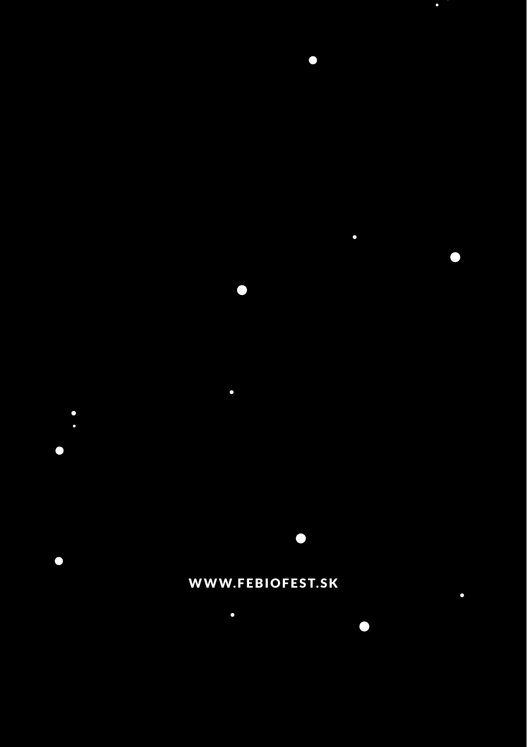WWW.FEBIOFEST.SK